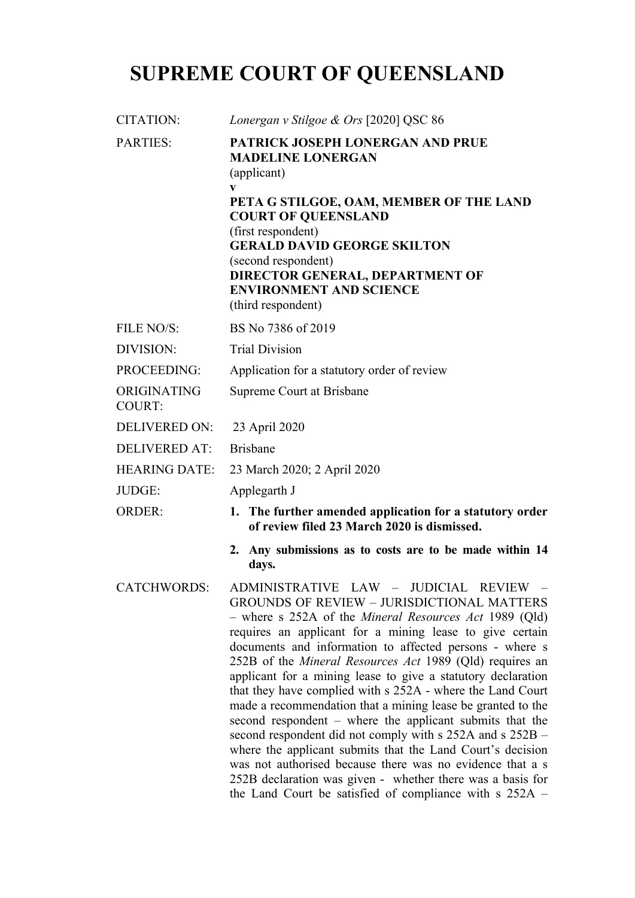# SUPREME COURT OF QUEENSLAND

| | |
|---|---|
| CITATION: | *Lonergan v Stilgoe & Ors* [2020] QSC 86 |
| PARTIES: | **PATRICK JOSEPH LONERGAN AND PRUE MADELINE LONERGAN**<br>(applicant)<br>**v**<br>**PETA G STILGOE, OAM, MEMBER OF THE LAND COURT OF QUEENSLAND**<br>(first respondent)<br>**GERALD DAVID GEORGE SKILTON**<br>(second respondent)<br>**DIRECTOR GENERAL, DEPARTMENT OF ENVIRONMENT AND SCIENCE**<br>(third respondent) |
| FILE NO/S: | BS No 7386 of 2019 |
| DIVISION: | Trial Division |
| PROCEEDING: | Application for a statutory order of review |
| ORIGINATING COURT: | Supreme Court at Brisbane |
| DELIVERED ON: | 23 April 2020 |
| DELIVERED AT: | Brisbane |
| HEARING DATE: | 23 March 2020; 2 April 2020 |
| JUDGE: | Applegarth J |
| ORDER: | **1. The further amended application for a statutory order of review filed 23 March 2020 is dismissed.**<br>**2. Any submissions as to costs are to be made within 14 days.** |
| CATCHWORDS: | ADMINISTRATIVE LAW – JUDICIAL REVIEW – GROUNDS OF REVIEW – JURISDICTIONAL MATTERS – where s 252A of the *Mineral Resources Act* 1989 (Qld) requires an applicant for a mining lease to give certain documents and information to affected persons - where s 252B of the *Mineral Resources Act* 1989 (Qld) requires an applicant for a mining lease to give a statutory declaration that they have complied with s 252A - where the Land Court made a recommendation that a mining lease be granted to the second respondent – where the applicant submits that the second respondent did not comply with s 252A and s 252B – where the applicant submits that the Land Court's decision was not authorised because there was no evidence that a s 252B declaration was given - whether there was a basis for the Land Court be satisfied of compliance with s 252A – |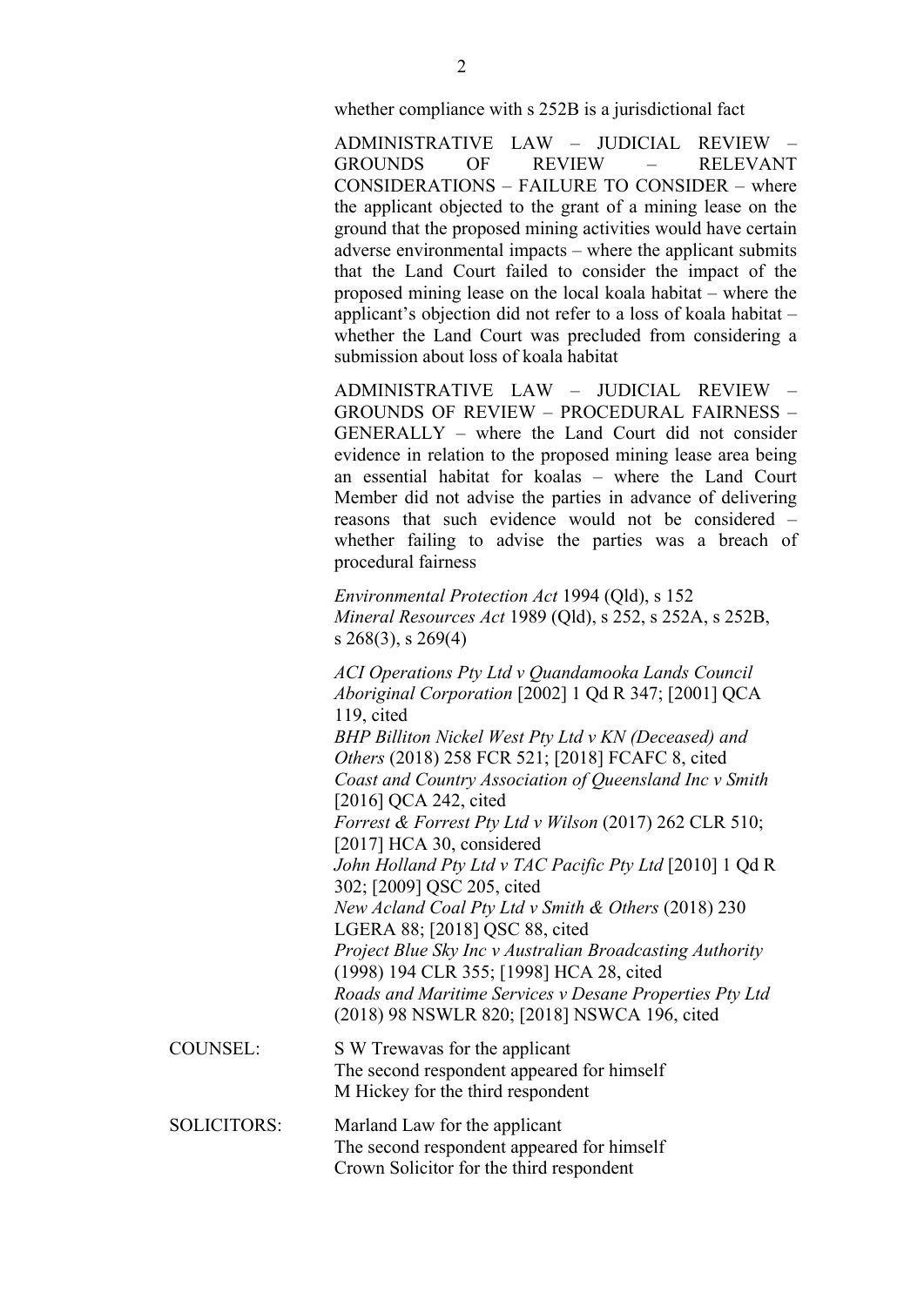whether compliance with s 252B is a jurisdictional fact

ADMINISTRATIVE LAW – JUDICIAL REVIEW – GROUNDS OF REVIEW – RELEVANT CONSIDERATIONS – FAILURE TO CONSIDER – where the applicant objected to the grant of a mining lease on the ground that the proposed mining activities would have certain adverse environmental impacts – where the applicant submits that the Land Court failed to consider the impact of the proposed mining lease on the local koala habitat – where the applicant's objection did not refer to a loss of koala habitat – whether the Land Court was precluded from considering a submission about loss of koala habitat

ADMINISTRATIVE LAW – JUDICIAL REVIEW – GROUNDS OF REVIEW – PROCEDURAL FAIRNESS – GENERALLY – where the Land Court did not consider evidence in relation to the proposed mining lease area being an essential habitat for koalas – where the Land Court Member did not advise the parties in advance of delivering reasons that such evidence would not be considered – whether failing to advise the parties was a breach of procedural fairness

*Environmental Protection Act* 1994 (Qld), s 152
*Mineral Resources Act* 1989 (Qld), s 252, s 252A, s 252B, s 268(3), s 269(4)

*ACI Operations Pty Ltd v Quandamooka Lands Council Aboriginal Corporation* [2002] 1 Qd R 347; [2001] QCA 119, cited
*BHP Billiton Nickel West Pty Ltd v KN (Deceased) and Others* (2018) 258 FCR 521; [2018] FCAFC 8, cited
*Coast and Country Association of Queensland Inc v Smith* [2016] QCA 242, cited
*Forrest & Forrest Pty Ltd v Wilson* (2017) 262 CLR 510; [2017] HCA 30, considered
*John Holland Pty Ltd v TAC Pacific Pty Ltd* [2010] 1 Qd R 302; [2009] QSC 205, cited
*New Acland Coal Pty Ltd v Smith & Others* (2018) 230 LGERA 88; [2018] QSC 88, cited
*Project Blue Sky Inc v Australian Broadcasting Authority* (1998) 194 CLR 355; [1998] HCA 28, cited
*Roads and Maritime Services v Desane Properties Pty Ltd* (2018) 98 NSWLR 820; [2018] NSWCA 196, cited

COUNSEL: S W Trewavas for the applicant
The second respondent appeared for himself
M Hickey for the third respondent

SOLICITORS: Marland Law for the applicant
The second respondent appeared for himself
Crown Solicitor for the third respondent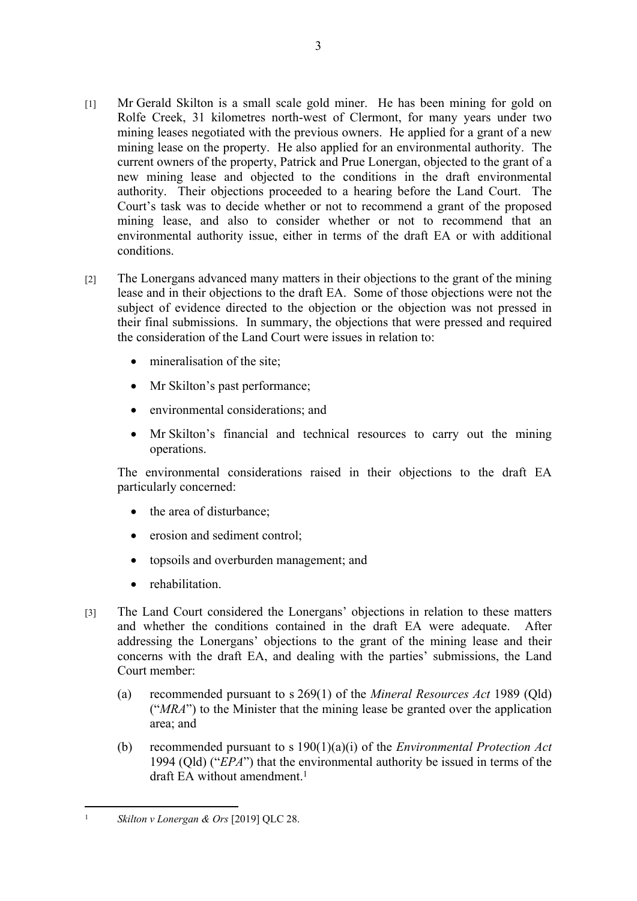[1] Mr Gerald Skilton is a small scale gold miner. He has been mining for gold on Rolfe Creek, 31 kilometres north-west of Clermont, for many years under two mining leases negotiated with the previous owners. He applied for a grant of a new mining lease on the property. He also applied for an environmental authority. The current owners of the property, Patrick and Prue Lonergan, objected to the grant of a new mining lease and objected to the conditions in the draft environmental authority. Their objections proceeded to a hearing before the Land Court. The Court's task was to decide whether or not to recommend a grant of the proposed mining lease, and also to consider whether or not to recommend that an environmental authority issue, either in terms of the draft EA or with additional conditions.

[2] The Lonergans advanced many matters in their objections to the grant of the mining lease and in their objections to the draft EA. Some of those objections were not the subject of evidence directed to the objection or the objection was not pressed in their final submissions. In summary, the objections that were pressed and required the consideration of the Land Court were issues in relation to:

- mineralisation of the site;
- Mr Skilton's past performance;
- environmental considerations; and
- Mr Skilton's financial and technical resources to carry out the mining operations.

The environmental considerations raised in their objections to the draft EA particularly concerned:

- the area of disturbance;
- erosion and sediment control;
- topsoils and overburden management; and
- rehabilitation.

[3] The Land Court considered the Lonergans' objections in relation to these matters and whether the conditions contained in the draft EA were adequate. After addressing the Lonergans' objections to the grant of the mining lease and their concerns with the draft EA, and dealing with the parties' submissions, the Land Court member:

(a) recommended pursuant to s 269(1) of the *Mineral Resources Act* 1989 (Qld) ("*MRA*") to the Minister that the mining lease be granted over the application area; and

(b) recommended pursuant to s 190(1)(a)(i) of the *Environmental Protection Act* 1994 (Qld) ("*EPA*") that the environmental authority be issued in terms of the draft EA without amendment.[1]

---

[1] *Skilton v Lonergan & Ors* [2019] QLC 28.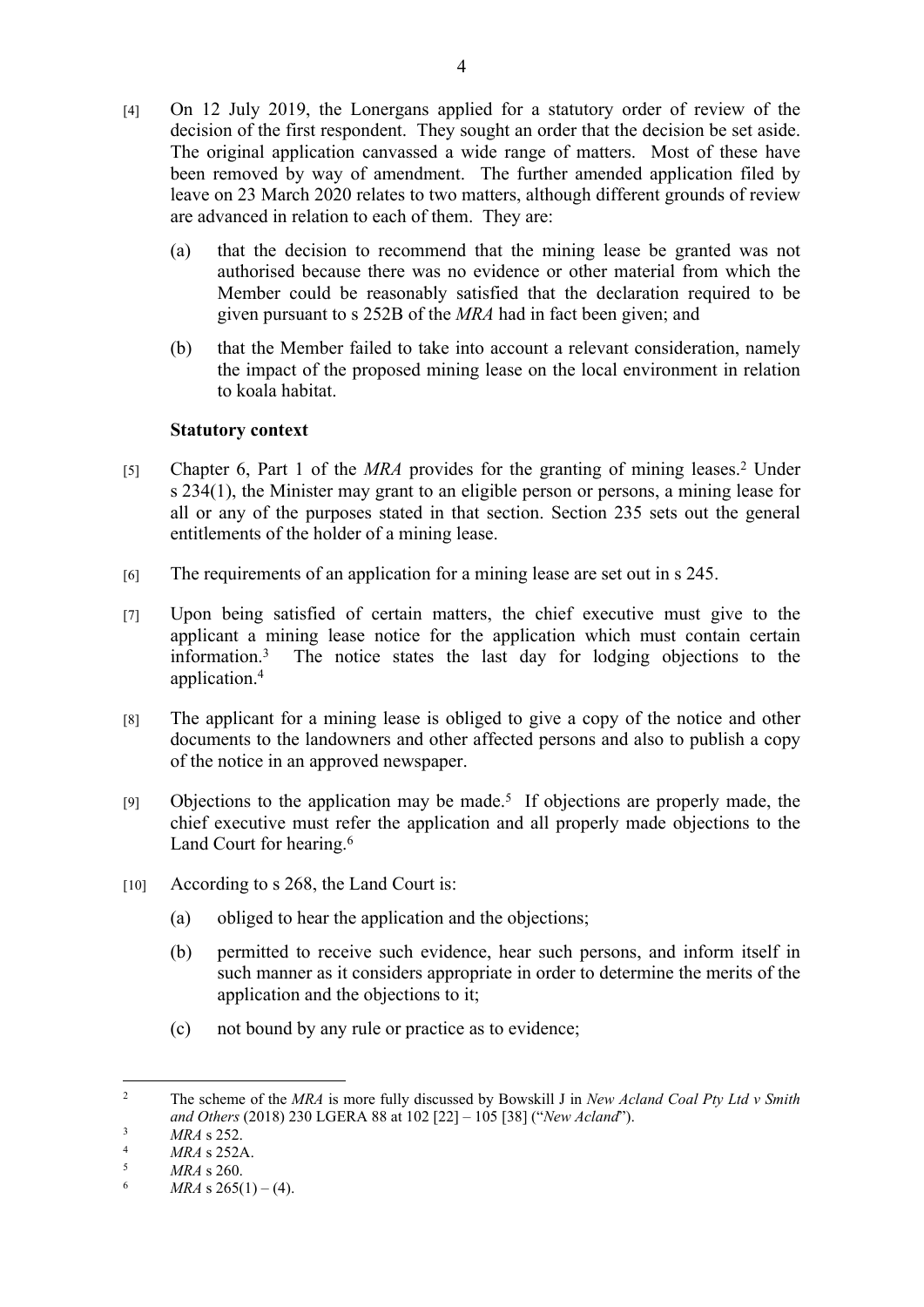[4] On 12 July 2019, the Lonergans applied for a statutory order of review of the decision of the first respondent. They sought an order that the decision be set aside. The original application canvassed a wide range of matters. Most of these have been removed by way of amendment. The further amended application filed by leave on 23 March 2020 relates to two matters, although different grounds of review are advanced in relation to each of them. They are:

(a) that the decision to recommend that the mining lease be granted was not authorised because there was no evidence or other material from which the Member could be reasonably satisfied that the declaration required to be given pursuant to s 252B of the *MRA* had in fact been given; and

(b) that the Member failed to take into account a relevant consideration, namely the impact of the proposed mining lease on the local environment in relation to koala habitat.

**Statutory context**

[5] Chapter 6, Part 1 of the *MRA* provides for the granting of mining leases.[2] Under s 234(1), the Minister may grant to an eligible person or persons, a mining lease for all or any of the purposes stated in that section. Section 235 sets out the general entitlements of the holder of a mining lease.

[6] The requirements of an application for a mining lease are set out in s 245.

[7] Upon being satisfied of certain matters, the chief executive must give to the applicant a mining lease notice for the application which must contain certain information.[3] The notice states the last day for lodging objections to the application.[4]

[8] The applicant for a mining lease is obliged to give a copy of the notice and other documents to the landowners and other affected persons and also to publish a copy of the notice in an approved newspaper.

[9] Objections to the application may be made.[5] If objections are properly made, the chief executive must refer the application and all properly made objections to the Land Court for hearing.[6]

[10] According to s 268, the Land Court is:

(a) obliged to hear the application and the objections;

(b) permitted to receive such evidence, hear such persons, and inform itself in such manner as it considers appropriate in order to determine the merits of the application and the objections to it;

(c) not bound by any rule or practice as to evidence;

---

[2] The scheme of the *MRA* is more fully discussed by Bowskill J in *New Acland Coal Pty Ltd v Smith and Others* (2018) 230 LGERA 88 at 102 [22] – 105 [38] ("*New Acland*").

[3] *MRA* s 252.

[4] *MRA* s 252A.

[5] *MRA* s 260.

[6] *MRA* s 265(1) – (4).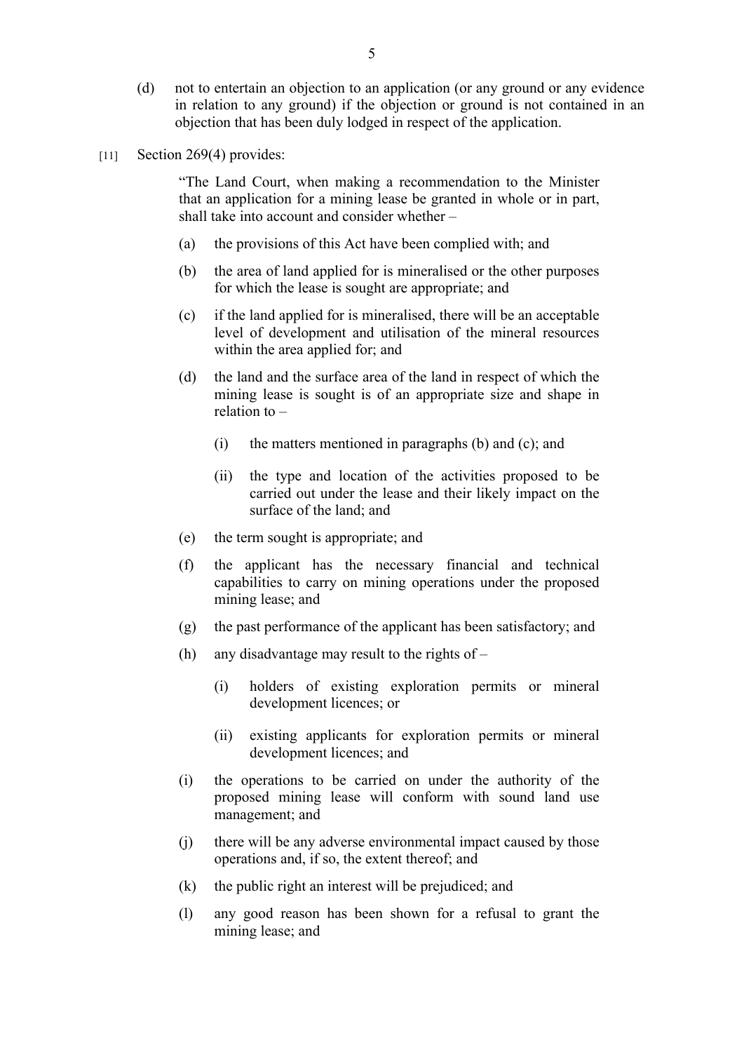(d) not to entertain an objection to an application (or any ground or any evidence in relation to any ground) if the objection or ground is not contained in an objection that has been duly lodged in respect of the application.

[11] Section 269(4) provides:

> "The Land Court, when making a recommendation to the Minister that an application for a mining lease be granted in whole or in part, shall take into account and consider whether –
>
> (a) the provisions of this Act have been complied with; and
>
> (b) the area of land applied for is mineralised or the other purposes for which the lease is sought are appropriate; and
>
> (c) if the land applied for is mineralised, there will be an acceptable level of development and utilisation of the mineral resources within the area applied for; and
>
> (d) the land and the surface area of the land in respect of which the mining lease is sought is of an appropriate size and shape in relation to –
>
> (i) the matters mentioned in paragraphs (b) and (c); and
>
> (ii) the type and location of the activities proposed to be carried out under the lease and their likely impact on the surface of the land; and
>
> (e) the term sought is appropriate; and
>
> (f) the applicant has the necessary financial and technical capabilities to carry on mining operations under the proposed mining lease; and
>
> (g) the past performance of the applicant has been satisfactory; and
>
> (h) any disadvantage may result to the rights of –
>
> (i) holders of existing exploration permits or mineral development licences; or
>
> (ii) existing applicants for exploration permits or mineral development licences; and
>
> (i) the operations to be carried on under the authority of the proposed mining lease will conform with sound land use management; and
>
> (j) there will be any adverse environmental impact caused by those operations and, if so, the extent thereof; and
>
> (k) the public right an interest will be prejudiced; and
>
> (l) any good reason has been shown for a refusal to grant the mining lease; and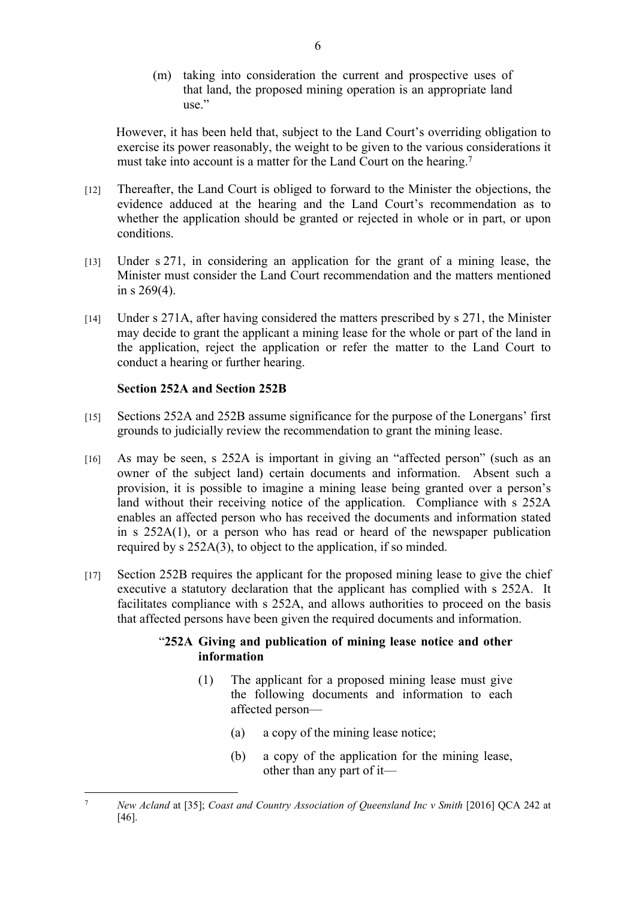(m) taking into consideration the current and prospective uses of that land, the proposed mining operation is an appropriate land use."

However, it has been held that, subject to the Land Court's overriding obligation to exercise its power reasonably, the weight to be given to the various considerations it must take into account is a matter for the Land Court on the hearing.[7]

[12] Thereafter, the Land Court is obliged to forward to the Minister the objections, the evidence adduced at the hearing and the Land Court's recommendation as to whether the application should be granted or rejected in whole or in part, or upon conditions.

[13] Under s 271, in considering an application for the grant of a mining lease, the Minister must consider the Land Court recommendation and the matters mentioned in s 269(4).

[14] Under s 271A, after having considered the matters prescribed by s 271, the Minister may decide to grant the applicant a mining lease for the whole or part of the land in the application, reject the application or refer the matter to the Land Court to conduct a hearing or further hearing.

**Section 252A and Section 252B**

[15] Sections 252A and 252B assume significance for the purpose of the Lonergans' first grounds to judicially review the recommendation to grant the mining lease.

[16] As may be seen, s 252A is important in giving an "affected person" (such as an owner of the subject land) certain documents and information. Absent such a provision, it is possible to imagine a mining lease being granted over a person's land without their receiving notice of the application. Compliance with s 252A enables an affected person who has received the documents and information stated in s 252A(1), or a person who has read or heard of the newspaper publication required by s 252A(3), to object to the application, if so minded.

[17] Section 252B requires the applicant for the proposed mining lease to give the chief executive a statutory declaration that the applicant has complied with s 252A. It facilitates compliance with s 252A, and allows authorities to proceed on the basis that affected persons have been given the required documents and information.

"**252A Giving and publication of mining lease notice and other information**

(1) The applicant for a proposed mining lease must give the following documents and information to each affected person—

(a) a copy of the mining lease notice;

(b) a copy of the application for the mining lease, other than any part of it—

[7] *New Acland* at [35]; *Coast and Country Association of Queensland Inc v Smith* [2016] QCA 242 at [46].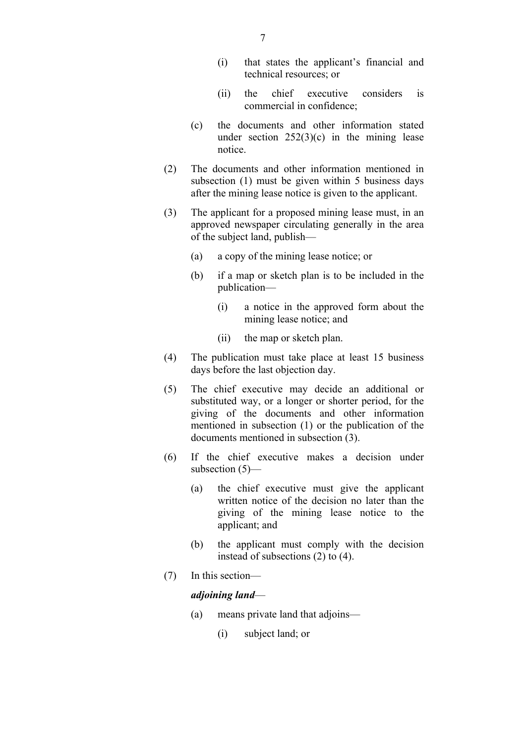(i) that states the applicant's financial and technical resources; or

(ii) the chief executive considers is commercial in confidence;

(c) the documents and other information stated under section 252(3)(c) in the mining lease notice.

(2) The documents and other information mentioned in subsection (1) must be given within 5 business days after the mining lease notice is given to the applicant.

(3) The applicant for a proposed mining lease must, in an approved newspaper circulating generally in the area of the subject land, publish—

(a) a copy of the mining lease notice; or

(b) if a map or sketch plan is to be included in the publication—

(i) a notice in the approved form about the mining lease notice; and

(ii) the map or sketch plan.

(4) The publication must take place at least 15 business days before the last objection day.

(5) The chief executive may decide an additional or substituted way, or a longer or shorter period, for the giving of the documents and other information mentioned in subsection (1) or the publication of the documents mentioned in subsection (3).

(6) If the chief executive makes a decision under subsection (5)—

(a) the chief executive must give the applicant written notice of the decision no later than the giving of the mining lease notice to the applicant; and

(b) the applicant must comply with the decision instead of subsections (2) to (4).

(7) In this section—

***adjoining land***—

(a) means private land that adjoins—

(i) subject land; or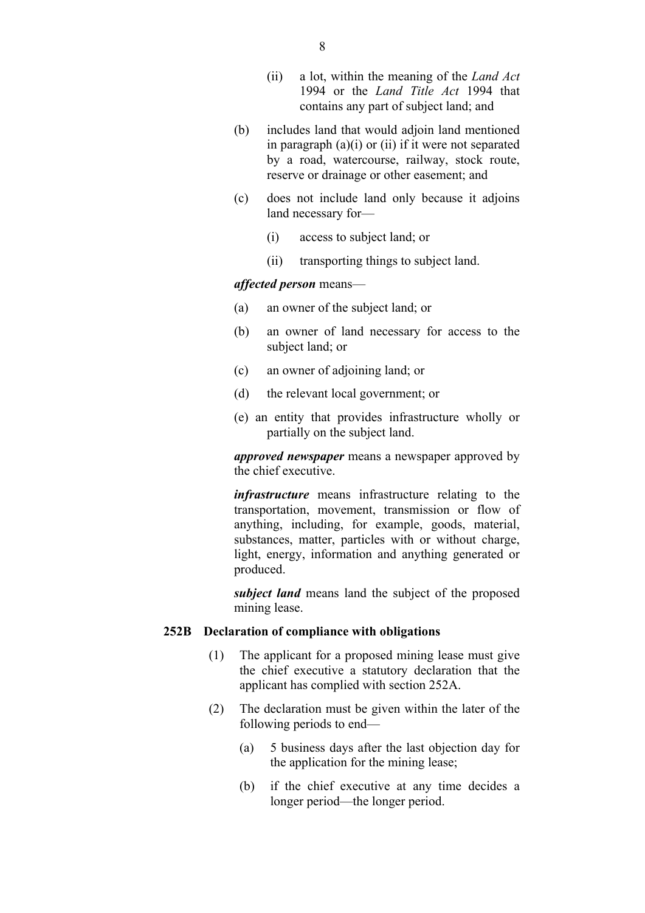(ii) a lot, within the meaning of the *Land Act* 1994 or the *Land Title Act* 1994 that contains any part of subject land; and

(b) includes land that would adjoin land mentioned in paragraph (a)(i) or (ii) if it were not separated by a road, watercourse, railway, stock route, reserve or drainage or other easement; and

(c) does not include land only because it adjoins land necessary for—

(i) access to subject land; or

(ii) transporting things to subject land.

***affected person*** means—

(a) an owner of the subject land; or

(b) an owner of land necessary for access to the subject land; or

(c) an owner of adjoining land; or

(d) the relevant local government; or

(e) an entity that provides infrastructure wholly or partially on the subject land.

***approved newspaper*** means a newspaper approved by the chief executive.

***infrastructure*** means infrastructure relating to the transportation, movement, transmission or flow of anything, including, for example, goods, material, substances, matter, particles with or without charge, light, energy, information and anything generated or produced.

***subject land*** means land the subject of the proposed mining lease.

**252B Declaration of compliance with obligations**

(1) The applicant for a proposed mining lease must give the chief executive a statutory declaration that the applicant has complied with section 252A.

(2) The declaration must be given within the later of the following periods to end—

(a) 5 business days after the last objection day for the application for the mining lease;

(b) if the chief executive at any time decides a longer period—the longer period.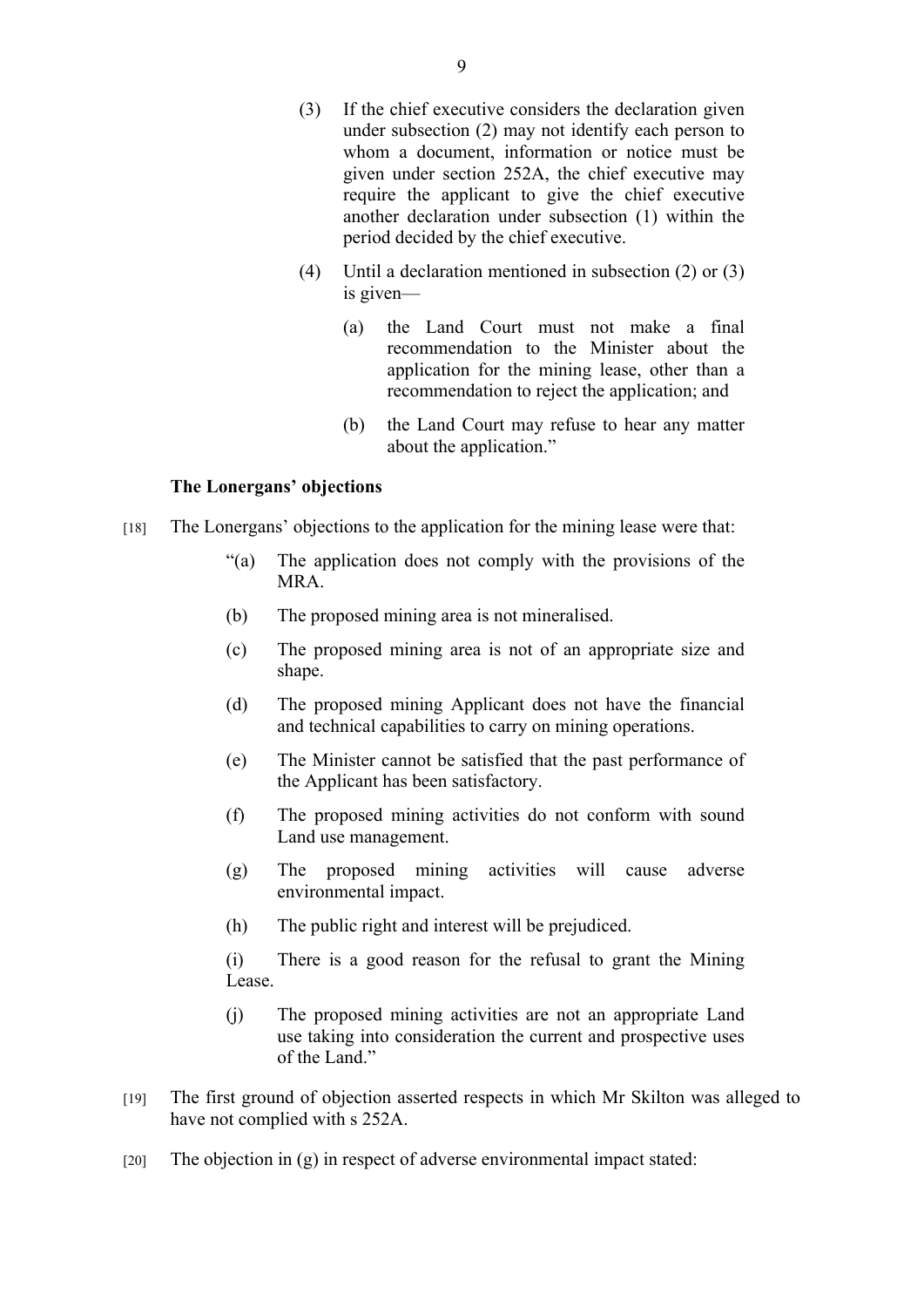(3) If the chief executive considers the declaration given under subsection (2) may not identify each person to whom a document, information or notice must be given under section 252A, the chief executive may require the applicant to give the chief executive another declaration under subsection (1) within the period decided by the chief executive.

(4) Until a declaration mentioned in subsection (2) or (3) is given—

(a) the Land Court must not make a final recommendation to the Minister about the application for the mining lease, other than a recommendation to reject the application; and

(b) the Land Court may refuse to hear any matter about the application."

**The Lonergans' objections**

[18] The Lonergans' objections to the application for the mining lease were that:

"(a) The application does not comply with the provisions of the MRA.

(b) The proposed mining area is not mineralised.

(c) The proposed mining area is not of an appropriate size and shape.

(d) The proposed mining Applicant does not have the financial and technical capabilities to carry on mining operations.

(e) The Minister cannot be satisfied that the past performance of the Applicant has been satisfactory.

(f) The proposed mining activities do not conform with sound Land use management.

(g) The proposed mining activities will cause adverse environmental impact.

(h) The public right and interest will be prejudiced.

(i) There is a good reason for the refusal to grant the Mining Lease.

(j) The proposed mining activities are not an appropriate Land use taking into consideration the current and prospective uses of the Land."

[19] The first ground of objection asserted respects in which Mr Skilton was alleged to have not complied with s 252A.

[20] The objection in (g) in respect of adverse environmental impact stated: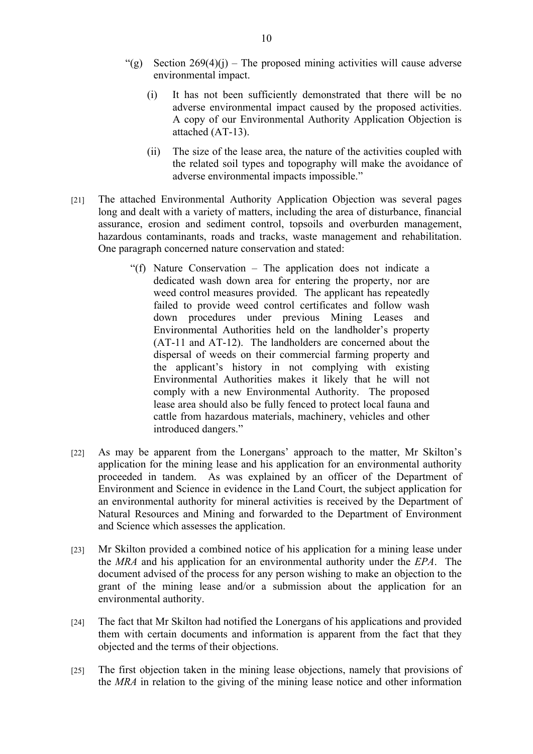"(g) Section 269(4)(j) – The proposed mining activities will cause adverse environmental impact.

   (i) It has not been sufficiently demonstrated that there will be no adverse environmental impact caused by the proposed activities. A copy of our Environmental Authority Application Objection is attached (AT-13).

   (ii) The size of the lease area, the nature of the activities coupled with the related soil types and topography will make the avoidance of adverse environmental impacts impossible."

[21] The attached Environmental Authority Application Objection was several pages long and dealt with a variety of matters, including the area of disturbance, financial assurance, erosion and sediment control, topsoils and overburden management, hazardous contaminants, roads and tracks, waste management and rehabilitation. One paragraph concerned nature conservation and stated:

> "(f) Nature Conservation – The application does not indicate a dedicated wash down area for entering the property, nor are weed control measures provided. The applicant has repeatedly failed to provide weed control certificates and follow wash down procedures under previous Mining Leases and Environmental Authorities held on the landholder's property (AT-11 and AT-12). The landholders are concerned about the dispersal of weeds on their commercial farming property and the applicant's history in not complying with existing Environmental Authorities makes it likely that he will not comply with a new Environmental Authority. The proposed lease area should also be fully fenced to protect local fauna and cattle from hazardous materials, machinery, vehicles and other introduced dangers."

[22] As may be apparent from the Lonergans' approach to the matter, Mr Skilton's application for the mining lease and his application for an environmental authority proceeded in tandem. As was explained by an officer of the Department of Environment and Science in evidence in the Land Court, the subject application for an environmental authority for mineral activities is received by the Department of Natural Resources and Mining and forwarded to the Department of Environment and Science which assesses the application.

[23] Mr Skilton provided a combined notice of his application for a mining lease under the *MRA* and his application for an environmental authority under the *EPA*. The document advised of the process for any person wishing to make an objection to the grant of the mining lease and/or a submission about the application for an environmental authority.

[24] The fact that Mr Skilton had notified the Lonergans of his applications and provided them with certain documents and information is apparent from the fact that they objected and the terms of their objections.

[25] The first objection taken in the mining lease objections, namely that provisions of the *MRA* in relation to the giving of the mining lease notice and other information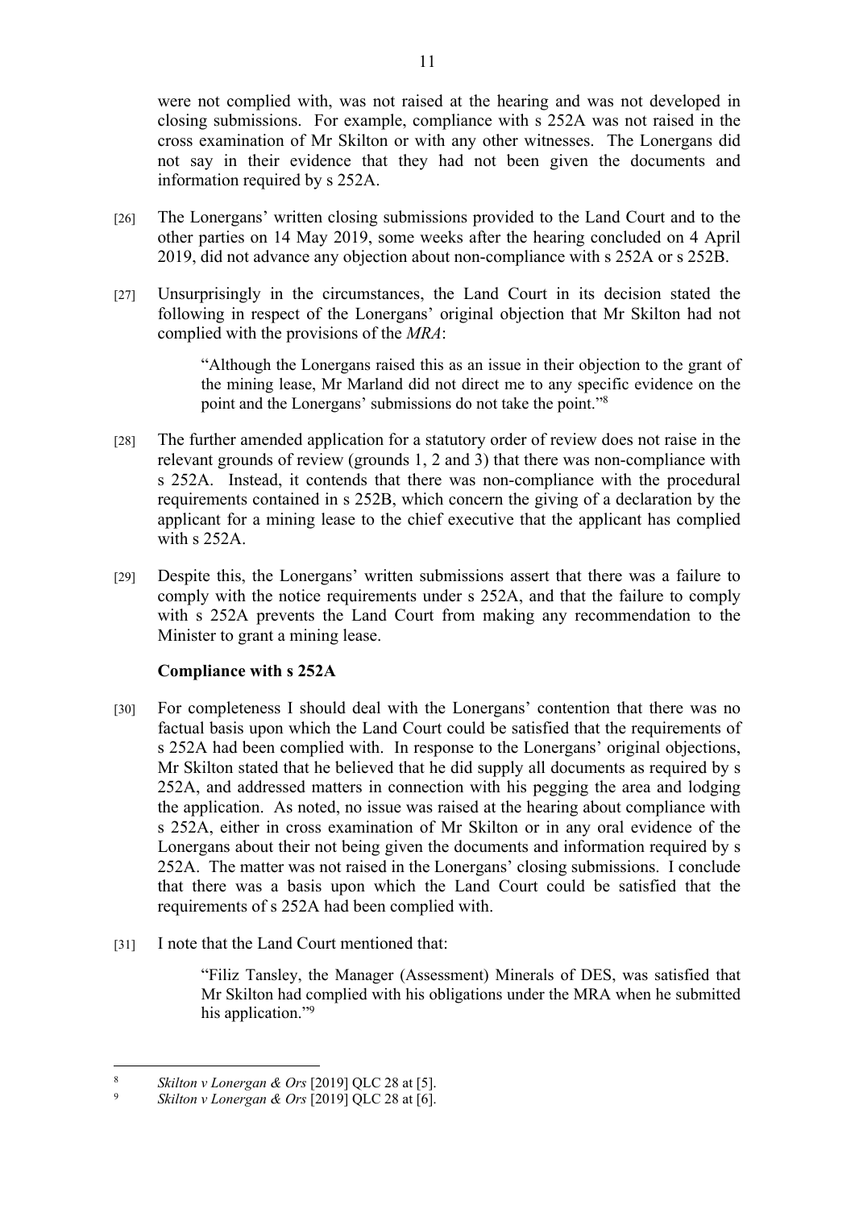were not complied with, was not raised at the hearing and was not developed in closing submissions. For example, compliance with s 252A was not raised in the cross examination of Mr Skilton or with any other witnesses. The Lonergans did not say in their evidence that they had not been given the documents and information required by s 252A.

[26] The Lonergans' written closing submissions provided to the Land Court and to the other parties on 14 May 2019, some weeks after the hearing concluded on 4 April 2019, did not advance any objection about non-compliance with s 252A or s 252B.

[27] Unsurprisingly in the circumstances, the Land Court in its decision stated the following in respect of the Lonergans' original objection that Mr Skilton had not complied with the provisions of the *MRA*:

> "Although the Lonergans raised this as an issue in their objection to the grant of the mining lease, Mr Marland did not direct me to any specific evidence on the point and the Lonergans' submissions do not take the point."[8]

[28] The further amended application for a statutory order of review does not raise in the relevant grounds of review (grounds 1, 2 and 3) that there was non-compliance with s 252A. Instead, it contends that there was non-compliance with the procedural requirements contained in s 252B, which concern the giving of a declaration by the applicant for a mining lease to the chief executive that the applicant has complied with s 252A.

[29] Despite this, the Lonergans' written submissions assert that there was a failure to comply with the notice requirements under s 252A, and that the failure to comply with s 252A prevents the Land Court from making any recommendation to the Minister to grant a mining lease.

**Compliance with s 252A**

[30] For completeness I should deal with the Lonergans' contention that there was no factual basis upon which the Land Court could be satisfied that the requirements of s 252A had been complied with. In response to the Lonergans' original objections, Mr Skilton stated that he believed that he did supply all documents as required by s 252A, and addressed matters in connection with his pegging the area and lodging the application. As noted, no issue was raised at the hearing about compliance with s 252A, either in cross examination of Mr Skilton or in any oral evidence of the Lonergans about their not being given the documents and information required by s 252A. The matter was not raised in the Lonergans' closing submissions. I conclude that there was a basis upon which the Land Court could be satisfied that the requirements of s 252A had been complied with.

[31] I note that the Land Court mentioned that:

> "Filiz Tansley, the Manager (Assessment) Minerals of DES, was satisfied that Mr Skilton had complied with his obligations under the MRA when he submitted his application."[9]

---

[8] *Skilton v Lonergan & Ors* [2019] QLC 28 at [5].

[9] *Skilton v Lonergan & Ors* [2019] QLC 28 at [6].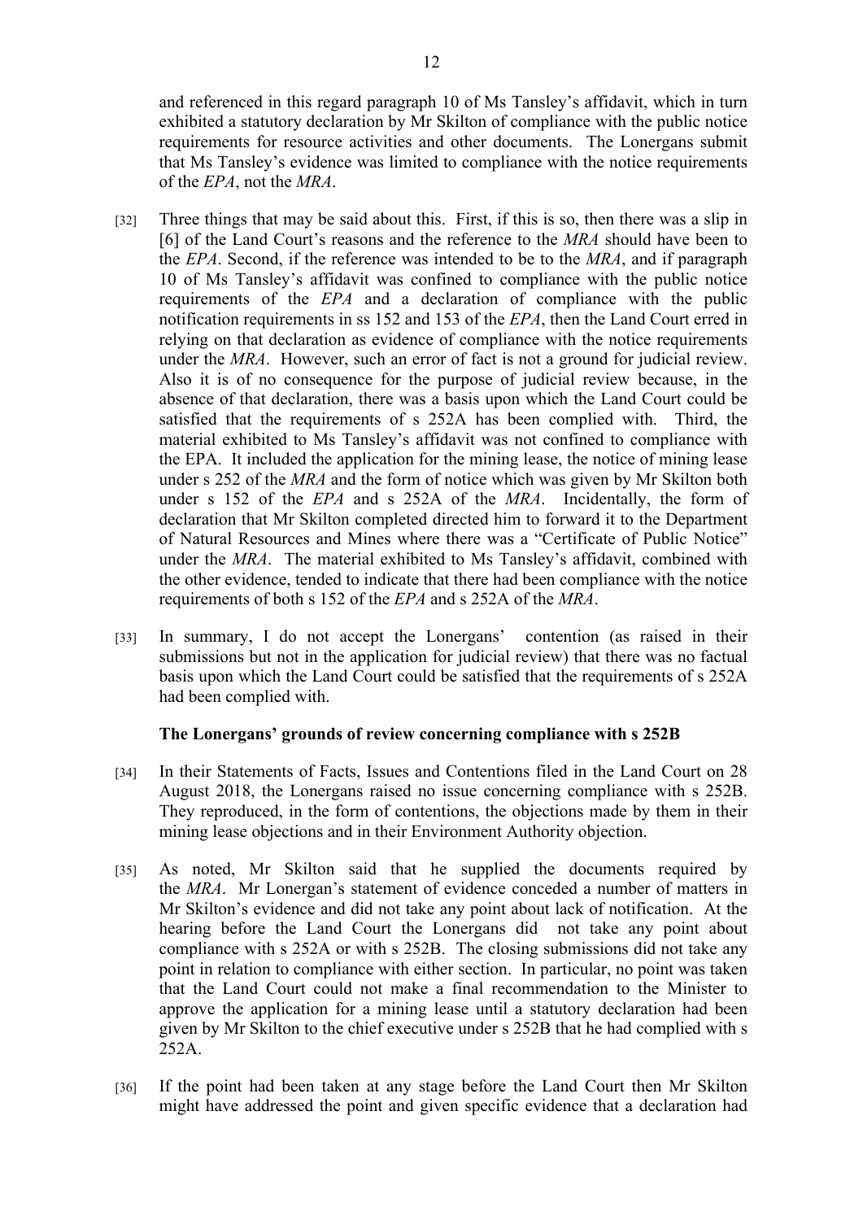and referenced in this regard paragraph 10 of Ms Tansley's affidavit, which in turn exhibited a statutory declaration by Mr Skilton of compliance with the public notice requirements for resource activities and other documents. The Lonergans submit that Ms Tansley's evidence was limited to compliance with the notice requirements of the *EPA*, not the *MRA*.

[32] Three things that may be said about this. First, if this is so, then there was a slip in [6] of the Land Court's reasons and the reference to the *MRA* should have been to the *EPA*. Second, if the reference was intended to be to the *MRA*, and if paragraph 10 of Ms Tansley's affidavit was confined to compliance with the public notice requirements of the *EPA* and a declaration of compliance with the public notification requirements in ss 152 and 153 of the *EPA*, then the Land Court erred in relying on that declaration as evidence of compliance with the notice requirements under the *MRA*. However, such an error of fact is not a ground for judicial review. Also it is of no consequence for the purpose of judicial review because, in the absence of that declaration, there was a basis upon which the Land Court could be satisfied that the requirements of s 252A has been complied with. Third, the material exhibited to Ms Tansley's affidavit was not confined to compliance with the EPA. It included the application for the mining lease, the notice of mining lease under s 252 of the *MRA* and the form of notice which was given by Mr Skilton both under s 152 of the *EPA* and s 252A of the *MRA*. Incidentally, the form of declaration that Mr Skilton completed directed him to forward it to the Department of Natural Resources and Mines where there was a "Certificate of Public Notice" under the *MRA*. The material exhibited to Ms Tansley's affidavit, combined with the other evidence, tended to indicate that there had been compliance with the notice requirements of both s 152 of the *EPA* and s 252A of the *MRA*.

[33] In summary, I do not accept the Lonergans' contention (as raised in their submissions but not in the application for judicial review) that there was no factual basis upon which the Land Court could be satisfied that the requirements of s 252A had been complied with.

### The Lonergans' grounds of review concerning compliance with s 252B

[34] In their Statements of Facts, Issues and Contentions filed in the Land Court on 28 August 2018, the Lonergans raised no issue concerning compliance with s 252B. They reproduced, in the form of contentions, the objections made by them in their mining lease objections and in their Environment Authority objection.

[35] As noted, Mr Skilton said that he supplied the documents required by the *MRA*. Mr Lonergan's statement of evidence conceded a number of matters in Mr Skilton's evidence and did not take any point about lack of notification. At the hearing before the Land Court the Lonergans did not take any point about compliance with s 252A or with s 252B. The closing submissions did not take any point in relation to compliance with either section. In particular, no point was taken that the Land Court could not make a final recommendation to the Minister to approve the application for a mining lease until a statutory declaration had been given by Mr Skilton to the chief executive under s 252B that he had complied with s 252A.

[36] If the point had been taken at any stage before the Land Court then Mr Skilton might have addressed the point and given specific evidence that a declaration had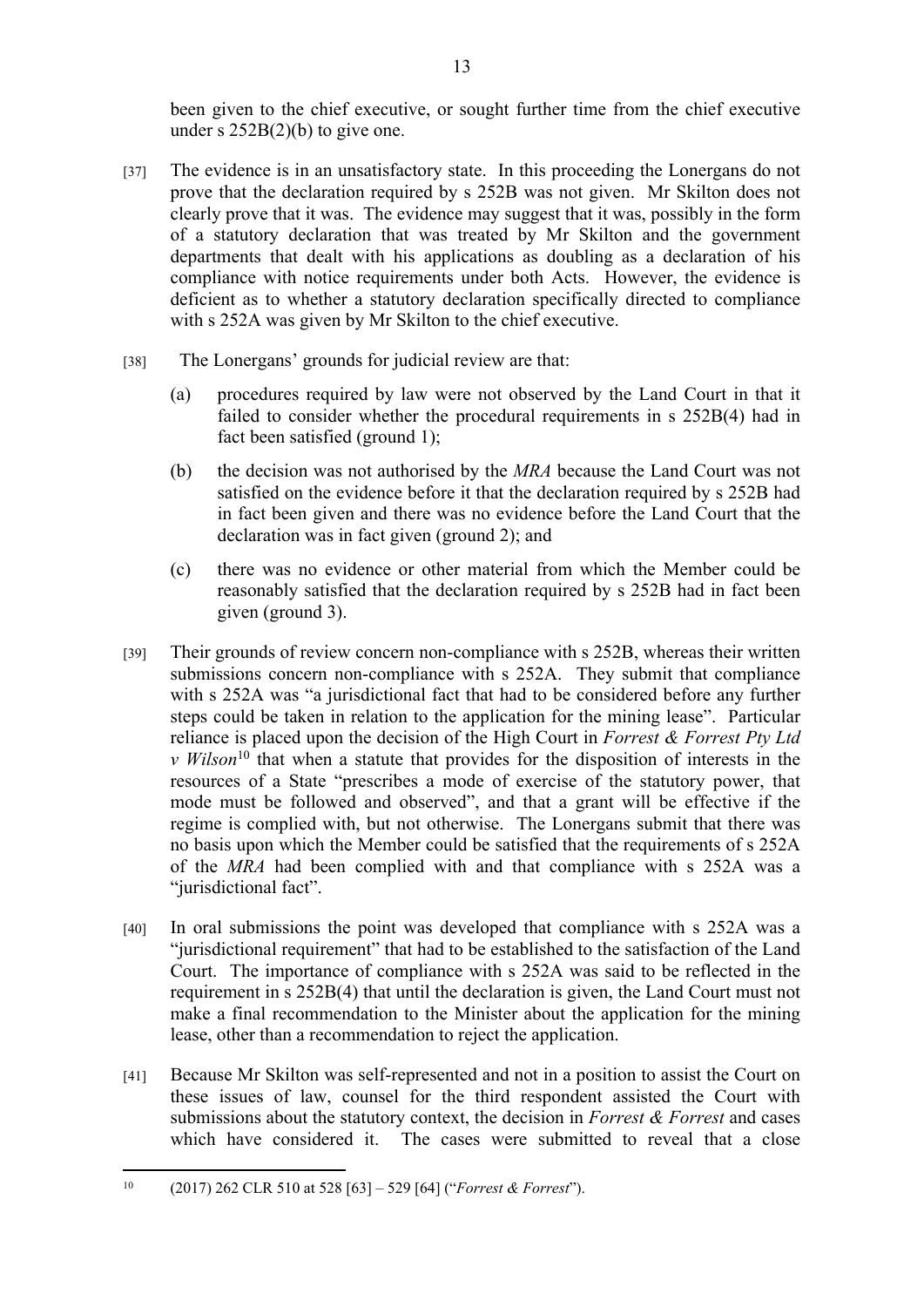been given to the chief executive, or sought further time from the chief executive under s 252B(2)(b) to give one.

[37] The evidence is in an unsatisfactory state. In this proceeding the Lonergans do not prove that the declaration required by s 252B was not given. Mr Skilton does not clearly prove that it was. The evidence may suggest that it was, possibly in the form of a statutory declaration that was treated by Mr Skilton and the government departments that dealt with his applications as doubling as a declaration of his compliance with notice requirements under both Acts. However, the evidence is deficient as to whether a statutory declaration specifically directed to compliance with s 252A was given by Mr Skilton to the chief executive.

[38] The Lonergans' grounds for judicial review are that:

(a) procedures required by law were not observed by the Land Court in that it failed to consider whether the procedural requirements in s 252B(4) had in fact been satisfied (ground 1);

(b) the decision was not authorised by the *MRA* because the Land Court was not satisfied on the evidence before it that the declaration required by s 252B had in fact been given and there was no evidence before the Land Court that the declaration was in fact given (ground 2); and

(c) there was no evidence or other material from which the Member could be reasonably satisfied that the declaration required by s 252B had in fact been given (ground 3).

[39] Their grounds of review concern non-compliance with s 252B, whereas their written submissions concern non-compliance with s 252A. They submit that compliance with s 252A was "a jurisdictional fact that had to be considered before any further steps could be taken in relation to the application for the mining lease". Particular reliance is placed upon the decision of the High Court in *Forrest & Forrest Pty Ltd v Wilson*[10] that when a statute that provides for the disposition of interests in the resources of a State "prescribes a mode of exercise of the statutory power, that mode must be followed and observed", and that a grant will be effective if the regime is complied with, but not otherwise. The Lonergans submit that there was no basis upon which the Member could be satisfied that the requirements of s 252A of the *MRA* had been complied with and that compliance with s 252A was a "jurisdictional fact".

[40] In oral submissions the point was developed that compliance with s 252A was a "jurisdictional requirement" that had to be established to the satisfaction of the Land Court. The importance of compliance with s 252A was said to be reflected in the requirement in s 252B(4) that until the declaration is given, the Land Court must not make a final recommendation to the Minister about the application for the mining lease, other than a recommendation to reject the application.

[41] Because Mr Skilton was self-represented and not in a position to assist the Court on these issues of law, counsel for the third respondent assisted the Court with submissions about the statutory context, the decision in *Forrest & Forrest* and cases which have considered it. The cases were submitted to reveal that a close

---

[10] (2017) 262 CLR 510 at 528 [63] – 529 [64] ("*Forrest & Forrest*").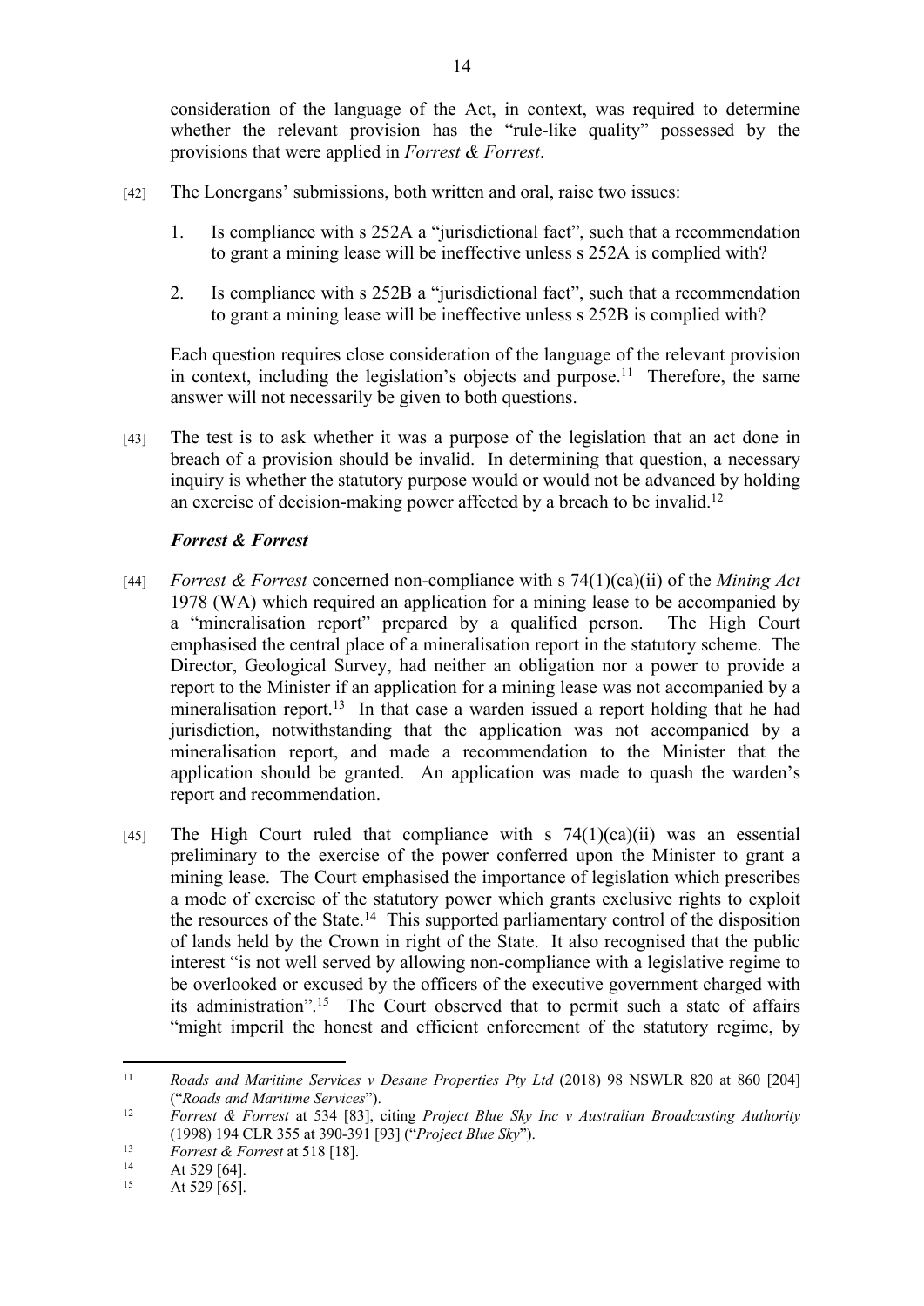consideration of the language of the Act, in context, was required to determine whether the relevant provision has the "rule-like quality" possessed by the provisions that were applied in *Forrest & Forrest*.

[42] The Lonergans' submissions, both written and oral, raise two issues:

1. Is compliance with s 252A a "jurisdictional fact", such that a recommendation to grant a mining lease will be ineffective unless s 252A is complied with?

2. Is compliance with s 252B a "jurisdictional fact", such that a recommendation to grant a mining lease will be ineffective unless s 252B is complied with?

Each question requires close consideration of the language of the relevant provision in context, including the legislation's objects and purpose.[11] Therefore, the same answer will not necessarily be given to both questions.

[43] The test is to ask whether it was a purpose of the legislation that an act done in breach of a provision should be invalid. In determining that question, a necessary inquiry is whether the statutory purpose would or would not be advanced by holding an exercise of decision-making power affected by a breach to be invalid.[12]

### *Forrest & Forrest*

[44] *Forrest & Forrest* concerned non-compliance with s 74(1)(ca)(ii) of the *Mining Act* 1978 (WA) which required an application for a mining lease to be accompanied by a "mineralisation report" prepared by a qualified person. The High Court emphasised the central place of a mineralisation report in the statutory scheme. The Director, Geological Survey, had neither an obligation nor a power to provide a report to the Minister if an application for a mining lease was not accompanied by a mineralisation report.[13] In that case a warden issued a report holding that he had jurisdiction, notwithstanding that the application was not accompanied by a mineralisation report, and made a recommendation to the Minister that the application should be granted. An application was made to quash the warden's report and recommendation.

[45] The High Court ruled that compliance with s 74(1)(ca)(ii) was an essential preliminary to the exercise of the power conferred upon the Minister to grant a mining lease. The Court emphasised the importance of legislation which prescribes a mode of exercise of the statutory power which grants exclusive rights to exploit the resources of the State.[14] This supported parliamentary control of the disposition of lands held by the Crown in right of the State. It also recognised that the public interest "is not well served by allowing non-compliance with a legislative regime to be overlooked or excused by the officers of the executive government charged with its administration".[15] The Court observed that to permit such a state of affairs "might imperil the honest and efficient enforcement of the statutory regime, by

---

[11] *Roads and Maritime Services v Desane Properties Pty Ltd* (2018) 98 NSWLR 820 at 860 [204] ("*Roads and Maritime Services*").

[12] *Forrest & Forrest* at 534 [83], citing *Project Blue Sky Inc v Australian Broadcasting Authority* (1998) 194 CLR 355 at 390-391 [93] ("*Project Blue Sky*").

[13] *Forrest & Forrest* at 518 [18].

[14] At 529 [64].

[15] At 529 [65].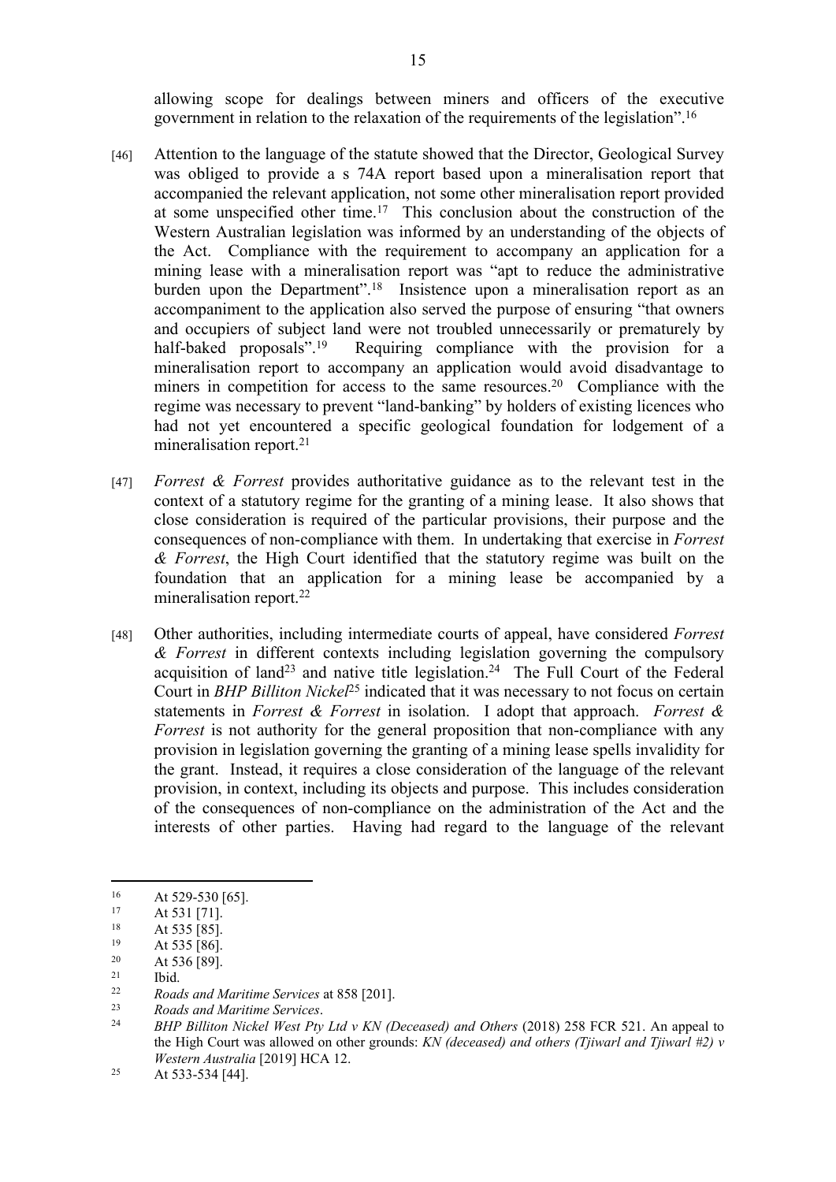allowing scope for dealings between miners and officers of the executive government in relation to the relaxation of the requirements of the legislation".[16]

[46] Attention to the language of the statute showed that the Director, Geological Survey was obliged to provide a s 74A report based upon a mineralisation report that accompanied the relevant application, not some other mineralisation report provided at some unspecified other time.[17] This conclusion about the construction of the Western Australian legislation was informed by an understanding of the objects of the Act. Compliance with the requirement to accompany an application for a mining lease with a mineralisation report was "apt to reduce the administrative burden upon the Department".[18] Insistence upon a mineralisation report as an accompaniment to the application also served the purpose of ensuring "that owners and occupiers of subject land were not troubled unnecessarily or prematurely by half-baked proposals".[19] Requiring compliance with the provision for a mineralisation report to accompany an application would avoid disadvantage to miners in competition for access to the same resources.[20] Compliance with the regime was necessary to prevent "land-banking" by holders of existing licences who had not yet encountered a specific geological foundation for lodgement of a mineralisation report.[21]

[47] *Forrest & Forrest* provides authoritative guidance as to the relevant test in the context of a statutory regime for the granting of a mining lease. It also shows that close consideration is required of the particular provisions, their purpose and the consequences of non-compliance with them. In undertaking that exercise in *Forrest & Forrest*, the High Court identified that the statutory regime was built on the foundation that an application for a mining lease be accompanied by a mineralisation report.[22]

[48] Other authorities, including intermediate courts of appeal, have considered *Forrest & Forrest* in different contexts including legislation governing the compulsory acquisition of land[23] and native title legislation.[24] The Full Court of the Federal Court in *BHP Billiton Nickel*[25] indicated that it was necessary to not focus on certain statements in *Forrest & Forrest* in isolation. I adopt that approach. *Forrest & Forrest* is not authority for the general proposition that non-compliance with any provision in legislation governing the granting of a mining lease spells invalidity for the grant. Instead, it requires a close consideration of the language of the relevant provision, in context, including its objects and purpose. This includes consideration of the consequences of non-compliance on the administration of the Act and the interests of other parties. Having had regard to the language of the relevant

---

[16] At 529-530 [65].

[17] At 531 [71].

[18] At 535 [85].

[19] At 535 [86].

[20] At 536 [89].

[21] Ibid.

[22] *Roads and Maritime Services* at 858 [201].

[23] *Roads and Maritime Services*.

[24] *BHP Billiton Nickel West Pty Ltd v KN (Deceased) and Others* (2018) 258 FCR 521. An appeal to the High Court was allowed on other grounds: *KN (deceased) and others (Tjiwarl and Tjiwarl #2) v Western Australia* [2019] HCA 12.

[25] At 533-534 [44].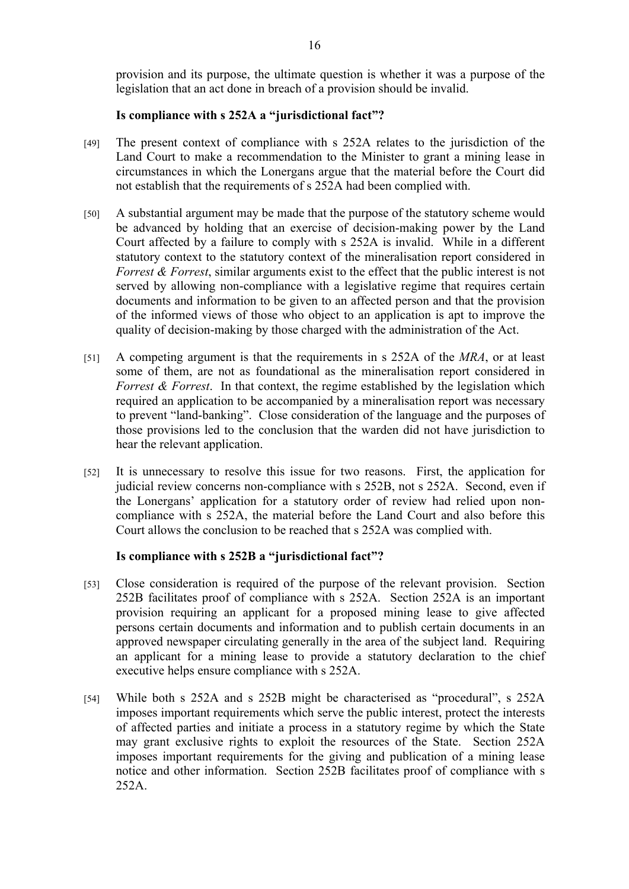provision and its purpose, the ultimate question is whether it was a purpose of the legislation that an act done in breach of a provision should be invalid.

### Is compliance with s 252A a "jurisdictional fact"?

[49] The present context of compliance with s 252A relates to the jurisdiction of the Land Court to make a recommendation to the Minister to grant a mining lease in circumstances in which the Lonergans argue that the material before the Court did not establish that the requirements of s 252A had been complied with.

[50] A substantial argument may be made that the purpose of the statutory scheme would be advanced by holding that an exercise of decision-making power by the Land Court affected by a failure to comply with s 252A is invalid. While in a different statutory context to the statutory context of the mineralisation report considered in *Forrest & Forrest*, similar arguments exist to the effect that the public interest is not served by allowing non-compliance with a legislative regime that requires certain documents and information to be given to an affected person and that the provision of the informed views of those who object to an application is apt to improve the quality of decision-making by those charged with the administration of the Act.

[51] A competing argument is that the requirements in s 252A of the *MRA*, or at least some of them, are not as foundational as the mineralisation report considered in *Forrest & Forrest*. In that context, the regime established by the legislation which required an application to be accompanied by a mineralisation report was necessary to prevent "land-banking". Close consideration of the language and the purposes of those provisions led to the conclusion that the warden did not have jurisdiction to hear the relevant application.

[52] It is unnecessary to resolve this issue for two reasons. First, the application for judicial review concerns non-compliance with s 252B, not s 252A. Second, even if the Lonergans' application for a statutory order of review had relied upon non-compliance with s 252A, the material before the Land Court and also before this Court allows the conclusion to be reached that s 252A was complied with.

### Is compliance with s 252B a "jurisdictional fact"?

[53] Close consideration is required of the purpose of the relevant provision. Section 252B facilitates proof of compliance with s 252A. Section 252A is an important provision requiring an applicant for a proposed mining lease to give affected persons certain documents and information and to publish certain documents in an approved newspaper circulating generally in the area of the subject land. Requiring an applicant for a mining lease to provide a statutory declaration to the chief executive helps ensure compliance with s 252A.

[54] While both s 252A and s 252B might be characterised as "procedural", s 252A imposes important requirements which serve the public interest, protect the interests of affected parties and initiate a process in a statutory regime by which the State may grant exclusive rights to exploit the resources of the State. Section 252A imposes important requirements for the giving and publication of a mining lease notice and other information. Section 252B facilitates proof of compliance with s 252A.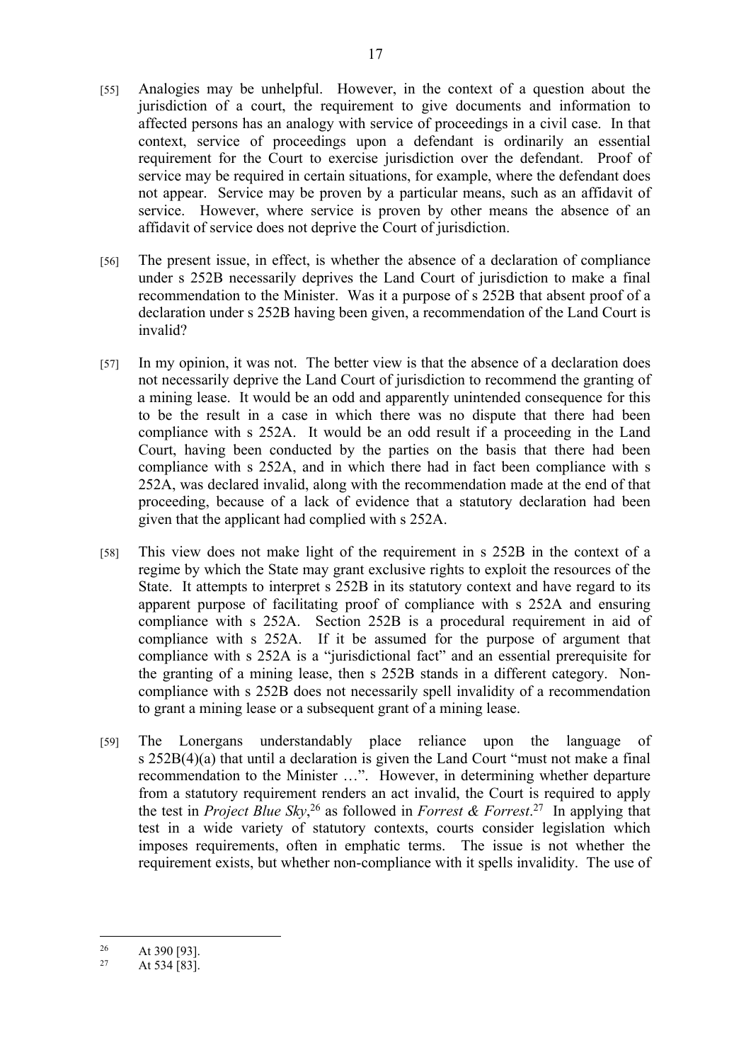[55] Analogies may be unhelpful. However, in the context of a question about the jurisdiction of a court, the requirement to give documents and information to affected persons has an analogy with service of proceedings in a civil case. In that context, service of proceedings upon a defendant is ordinarily an essential requirement for the Court to exercise jurisdiction over the defendant. Proof of service may be required in certain situations, for example, where the defendant does not appear. Service may be proven by a particular means, such as an affidavit of service. However, where service is proven by other means the absence of an affidavit of service does not deprive the Court of jurisdiction.

[56] The present issue, in effect, is whether the absence of a declaration of compliance under s 252B necessarily deprives the Land Court of jurisdiction to make a final recommendation to the Minister. Was it a purpose of s 252B that absent proof of a declaration under s 252B having been given, a recommendation of the Land Court is invalid?

[57] In my opinion, it was not. The better view is that the absence of a declaration does not necessarily deprive the Land Court of jurisdiction to recommend the granting of a mining lease. It would be an odd and apparently unintended consequence for this to be the result in a case in which there was no dispute that there had been compliance with s 252A. It would be an odd result if a proceeding in the Land Court, having been conducted by the parties on the basis that there had been compliance with s 252A, and in which there had in fact been compliance with s 252A, was declared invalid, along with the recommendation made at the end of that proceeding, because of a lack of evidence that a statutory declaration had been given that the applicant had complied with s 252A.

[58] This view does not make light of the requirement in s 252B in the context of a regime by which the State may grant exclusive rights to exploit the resources of the State. It attempts to interpret s 252B in its statutory context and have regard to its apparent purpose of facilitating proof of compliance with s 252A and ensuring compliance with s 252A. Section 252B is a procedural requirement in aid of compliance with s 252A. If it be assumed for the purpose of argument that compliance with s 252A is a "jurisdictional fact" and an essential prerequisite for the granting of a mining lease, then s 252B stands in a different category. Non-compliance with s 252B does not necessarily spell invalidity of a recommendation to grant a mining lease or a subsequent grant of a mining lease.

[59] The Lonergans understandably place reliance upon the language of s 252B(4)(a) that until a declaration is given the Land Court "must not make a final recommendation to the Minister …". However, in determining whether departure from a statutory requirement renders an act invalid, the Court is required to apply the test in *Project Blue Sky*,[26] as followed in *Forrest & Forrest*.[27] In applying that test in a wide variety of statutory contexts, courts consider legislation which imposes requirements, often in emphatic terms. The issue is not whether the requirement exists, but whether non-compliance with it spells invalidity. The use of

---

[26] At 390 [93].

[27] At 534 [83].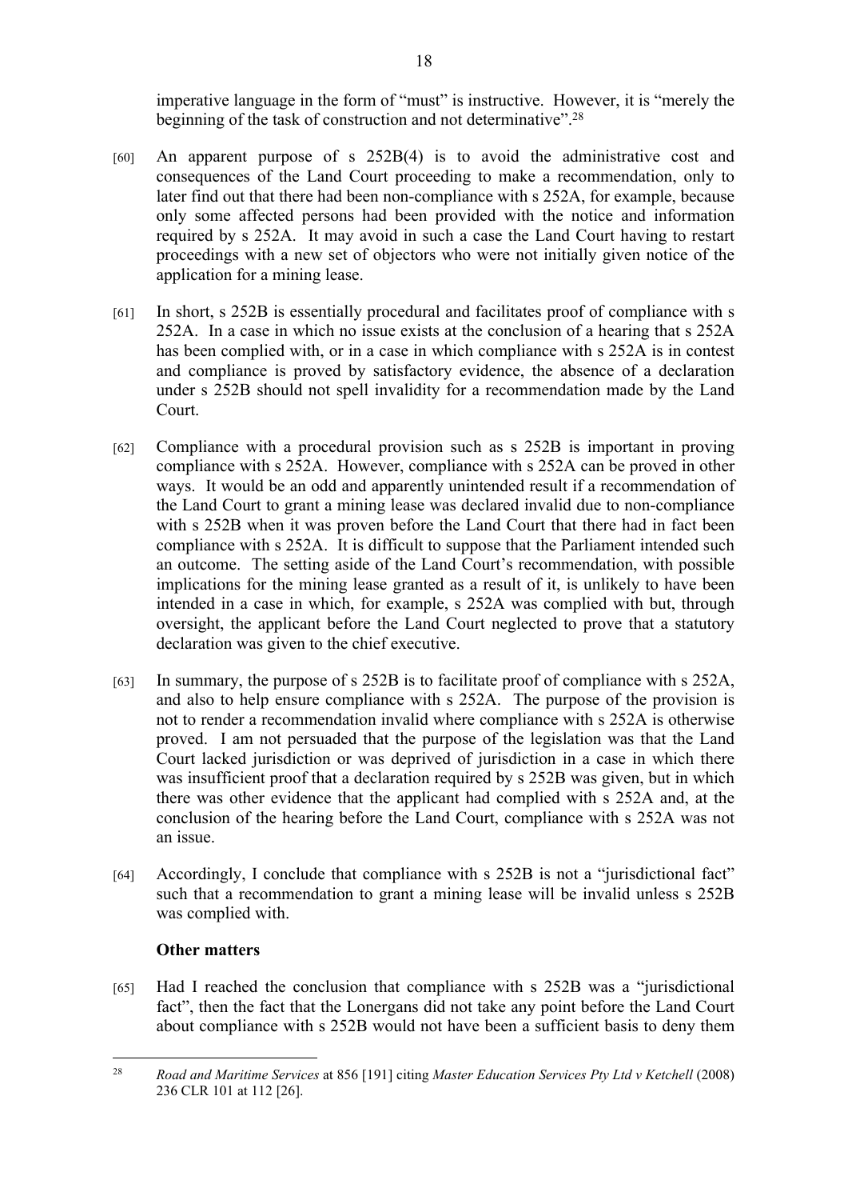imperative language in the form of "must" is instructive. However, it is "merely the beginning of the task of construction and not determinative".[28]

[60] An apparent purpose of s 252B(4) is to avoid the administrative cost and consequences of the Land Court proceeding to make a recommendation, only to later find out that there had been non-compliance with s 252A, for example, because only some affected persons had been provided with the notice and information required by s 252A. It may avoid in such a case the Land Court having to restart proceedings with a new set of objectors who were not initially given notice of the application for a mining lease.

[61] In short, s 252B is essentially procedural and facilitates proof of compliance with s 252A. In a case in which no issue exists at the conclusion of a hearing that s 252A has been complied with, or in a case in which compliance with s 252A is in contest and compliance is proved by satisfactory evidence, the absence of a declaration under s 252B should not spell invalidity for a recommendation made by the Land Court.

[62] Compliance with a procedural provision such as s 252B is important in proving compliance with s 252A. However, compliance with s 252A can be proved in other ways. It would be an odd and apparently unintended result if a recommendation of the Land Court to grant a mining lease was declared invalid due to non-compliance with s 252B when it was proven before the Land Court that there had in fact been compliance with s 252A. It is difficult to suppose that the Parliament intended such an outcome. The setting aside of the Land Court's recommendation, with possible implications for the mining lease granted as a result of it, is unlikely to have been intended in a case in which, for example, s 252A was complied with but, through oversight, the applicant before the Land Court neglected to prove that a statutory declaration was given to the chief executive.

[63] In summary, the purpose of s 252B is to facilitate proof of compliance with s 252A, and also to help ensure compliance with s 252A. The purpose of the provision is not to render a recommendation invalid where compliance with s 252A is otherwise proved. I am not persuaded that the purpose of the legislation was that the Land Court lacked jurisdiction or was deprived of jurisdiction in a case in which there was insufficient proof that a declaration required by s 252B was given, but in which there was other evidence that the applicant had complied with s 252A and, at the conclusion of the hearing before the Land Court, compliance with s 252A was not an issue.

[64] Accordingly, I conclude that compliance with s 252B is not a "jurisdictional fact" such that a recommendation to grant a mining lease will be invalid unless s 252B was complied with.

**Other matters**

[65] Had I reached the conclusion that compliance with s 252B was a "jurisdictional fact", then the fact that the Lonergans did not take any point before the Land Court about compliance with s 252B would not have been a sufficient basis to deny them

---

[28] *Road and Maritime Services* at 856 [191] citing *Master Education Services Pty Ltd v Ketchell* (2008) 236 CLR 101 at 112 [26].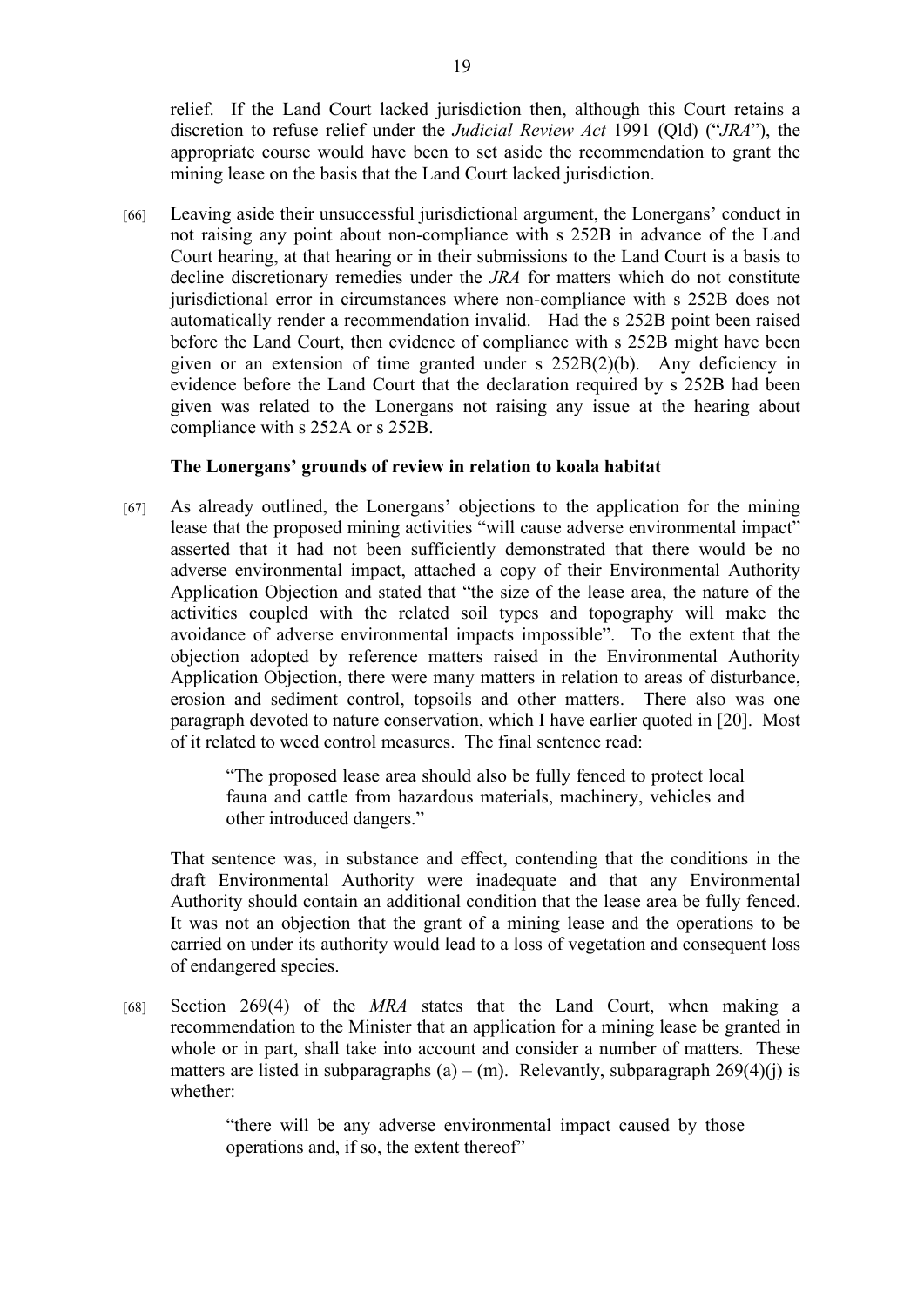relief. If the Land Court lacked jurisdiction then, although this Court retains a discretion to refuse relief under the *Judicial Review Act* 1991 (Qld) ("*JRA*"), the appropriate course would have been to set aside the recommendation to grant the mining lease on the basis that the Land Court lacked jurisdiction.

[66] Leaving aside their unsuccessful jurisdictional argument, the Lonergans' conduct in not raising any point about non-compliance with s 252B in advance of the Land Court hearing, at that hearing or in their submissions to the Land Court is a basis to decline discretionary remedies under the *JRA* for matters which do not constitute jurisdictional error in circumstances where non-compliance with s 252B does not automatically render a recommendation invalid. Had the s 252B point been raised before the Land Court, then evidence of compliance with s 252B might have been given or an extension of time granted under s 252B(2)(b). Any deficiency in evidence before the Land Court that the declaration required by s 252B had been given was related to the Lonergans not raising any issue at the hearing about compliance with s 252A or s 252B.

### The Lonergans' grounds of review in relation to koala habitat

[67] As already outlined, the Lonergans' objections to the application for the mining lease that the proposed mining activities "will cause adverse environmental impact" asserted that it had not been sufficiently demonstrated that there would be no adverse environmental impact, attached a copy of their Environmental Authority Application Objection and stated that "the size of the lease area, the nature of the activities coupled with the related soil types and topography will make the avoidance of adverse environmental impacts impossible". To the extent that the objection adopted by reference matters raised in the Environmental Authority Application Objection, there were many matters in relation to areas of disturbance, erosion and sediment control, topsoils and other matters. There also was one paragraph devoted to nature conservation, which I have earlier quoted in [20]. Most of it related to weed control measures. The final sentence read:

> "The proposed lease area should also be fully fenced to protect local fauna and cattle from hazardous materials, machinery, vehicles and other introduced dangers."

That sentence was, in substance and effect, contending that the conditions in the draft Environmental Authority were inadequate and that any Environmental Authority should contain an additional condition that the lease area be fully fenced. It was not an objection that the grant of a mining lease and the operations to be carried on under its authority would lead to a loss of vegetation and consequent loss of endangered species.

[68] Section 269(4) of the *MRA* states that the Land Court, when making a recommendation to the Minister that an application for a mining lease be granted in whole or in part, shall take into account and consider a number of matters. These matters are listed in subparagraphs (a) – (m). Relevantly, subparagraph 269(4)(j) is whether:

> "there will be any adverse environmental impact caused by those operations and, if so, the extent thereof"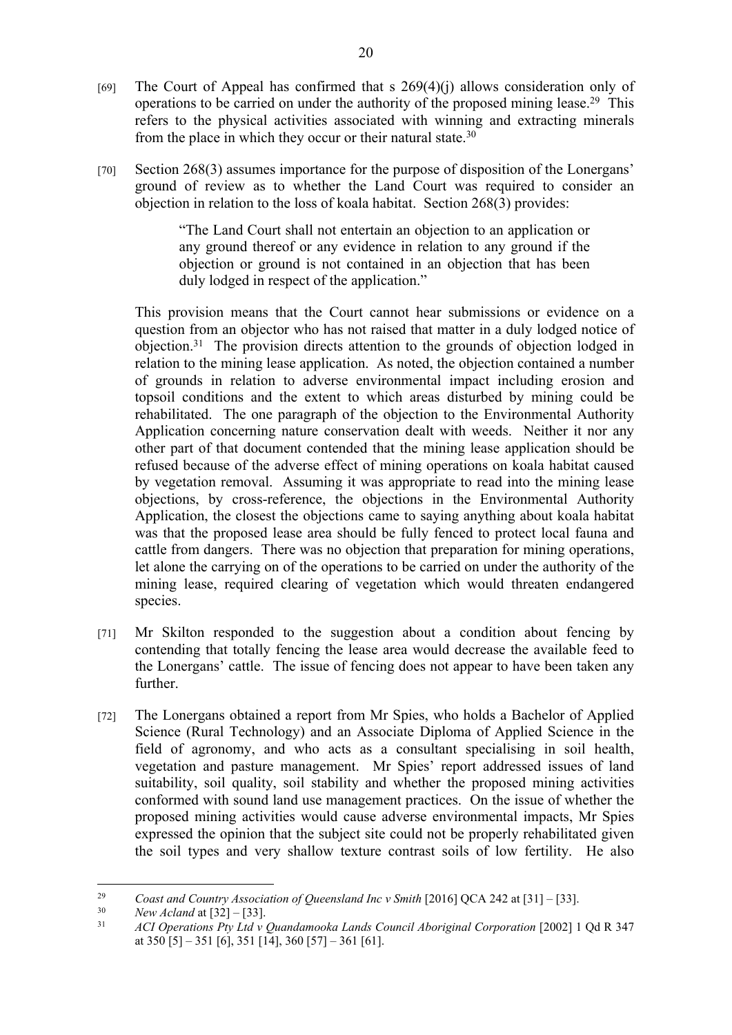[69] The Court of Appeal has confirmed that s 269(4)(j) allows consideration only of operations to be carried on under the authority of the proposed mining lease.[29] This refers to the physical activities associated with winning and extracting minerals from the place in which they occur or their natural state.[30]

[70] Section 268(3) assumes importance for the purpose of disposition of the Lonergans' ground of review as to whether the Land Court was required to consider an objection in relation to the loss of koala habitat. Section 268(3) provides:

> "The Land Court shall not entertain an objection to an application or any ground thereof or any evidence in relation to any ground if the objection or ground is not contained in an objection that has been duly lodged in respect of the application."

This provision means that the Court cannot hear submissions or evidence on a question from an objector who has not raised that matter in a duly lodged notice of objection.[31] The provision directs attention to the grounds of objection lodged in relation to the mining lease application. As noted, the objection contained a number of grounds in relation to adverse environmental impact including erosion and topsoil conditions and the extent to which areas disturbed by mining could be rehabilitated. The one paragraph of the objection to the Environmental Authority Application concerning nature conservation dealt with weeds. Neither it nor any other part of that document contended that the mining lease application should be refused because of the adverse effect of mining operations on koala habitat caused by vegetation removal. Assuming it was appropriate to read into the mining lease objections, by cross-reference, the objections in the Environmental Authority Application, the closest the objections came to saying anything about koala habitat was that the proposed lease area should be fully fenced to protect local fauna and cattle from dangers. There was no objection that preparation for mining operations, let alone the carrying on of the operations to be carried on under the authority of the mining lease, required clearing of vegetation which would threaten endangered species.

[71] Mr Skilton responded to the suggestion about a condition about fencing by contending that totally fencing the lease area would decrease the available feed to the Lonergans' cattle. The issue of fencing does not appear to have been taken any further.

[72] The Lonergans obtained a report from Mr Spies, who holds a Bachelor of Applied Science (Rural Technology) and an Associate Diploma of Applied Science in the field of agronomy, and who acts as a consultant specialising in soil health, vegetation and pasture management. Mr Spies' report addressed issues of land suitability, soil quality, soil stability and whether the proposed mining activities conformed with sound land use management practices. On the issue of whether the proposed mining activities would cause adverse environmental impacts, Mr Spies expressed the opinion that the subject site could not be properly rehabilitated given the soil types and very shallow texture contrast soils of low fertility. He also

---

[29] *Coast and Country Association of Queensland Inc v Smith* [2016] QCA 242 at [31] – [33].

[30] *New Acland* at [32] – [33].

[31] *ACI Operations Pty Ltd v Quandamooka Lands Council Aboriginal Corporation* [2002] 1 Qd R 347 at 350 [5] – 351 [6], 351 [14], 360 [57] – 361 [61].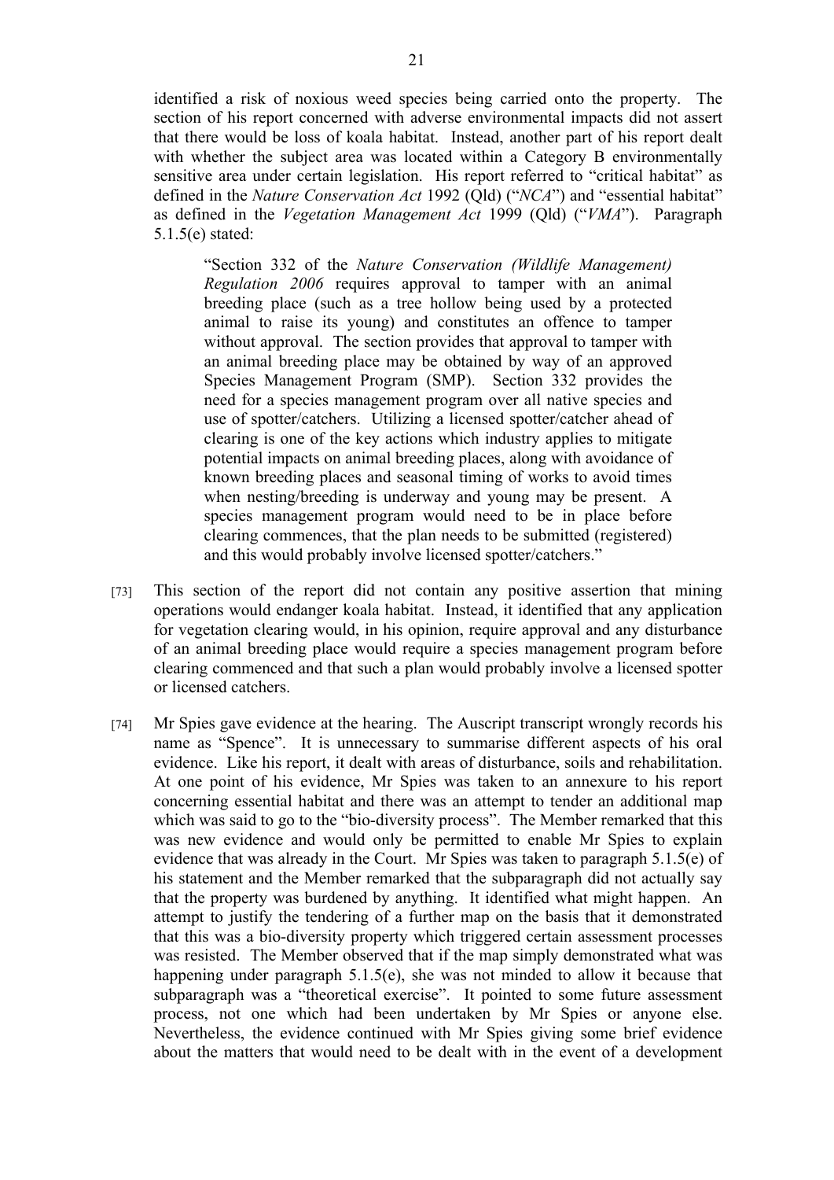identified a risk of noxious weed species being carried onto the property. The section of his report concerned with adverse environmental impacts did not assert that there would be loss of koala habitat. Instead, another part of his report dealt with whether the subject area was located within a Category B environmentally sensitive area under certain legislation. His report referred to "critical habitat" as defined in the *Nature Conservation Act* 1992 (Qld) ("*NCA*") and "essential habitat" as defined in the *Vegetation Management Act* 1999 (Qld) ("*VMA*"). Paragraph 5.1.5(e) stated:

> "Section 332 of the *Nature Conservation (Wildlife Management) Regulation 2006* requires approval to tamper with an animal breeding place (such as a tree hollow being used by a protected animal to raise its young) and constitutes an offence to tamper without approval. The section provides that approval to tamper with an animal breeding place may be obtained by way of an approved Species Management Program (SMP). Section 332 provides the need for a species management program over all native species and use of spotter/catchers. Utilizing a licensed spotter/catcher ahead of clearing is one of the key actions which industry applies to mitigate potential impacts on animal breeding places, along with avoidance of known breeding places and seasonal timing of works to avoid times when nesting/breeding is underway and young may be present. A species management program would need to be in place before clearing commences, that the plan needs to be submitted (registered) and this would probably involve licensed spotter/catchers."

[73] This section of the report did not contain any positive assertion that mining operations would endanger koala habitat. Instead, it identified that any application for vegetation clearing would, in his opinion, require approval and any disturbance of an animal breeding place would require a species management program before clearing commenced and that such a plan would probably involve a licensed spotter or licensed catchers.

[74] Mr Spies gave evidence at the hearing. The Auscript transcript wrongly records his name as "Spence". It is unnecessary to summarise different aspects of his oral evidence. Like his report, it dealt with areas of disturbance, soils and rehabilitation. At one point of his evidence, Mr Spies was taken to an annexure to his report concerning essential habitat and there was an attempt to tender an additional map which was said to go to the "bio-diversity process". The Member remarked that this was new evidence and would only be permitted to enable Mr Spies to explain evidence that was already in the Court. Mr Spies was taken to paragraph 5.1.5(e) of his statement and the Member remarked that the subparagraph did not actually say that the property was burdened by anything. It identified what might happen. An attempt to justify the tendering of a further map on the basis that it demonstrated that this was a bio-diversity property which triggered certain assessment processes was resisted. The Member observed that if the map simply demonstrated what was happening under paragraph 5.1.5(e), she was not minded to allow it because that subparagraph was a "theoretical exercise". It pointed to some future assessment process, not one which had been undertaken by Mr Spies or anyone else. Nevertheless, the evidence continued with Mr Spies giving some brief evidence about the matters that would need to be dealt with in the event of a development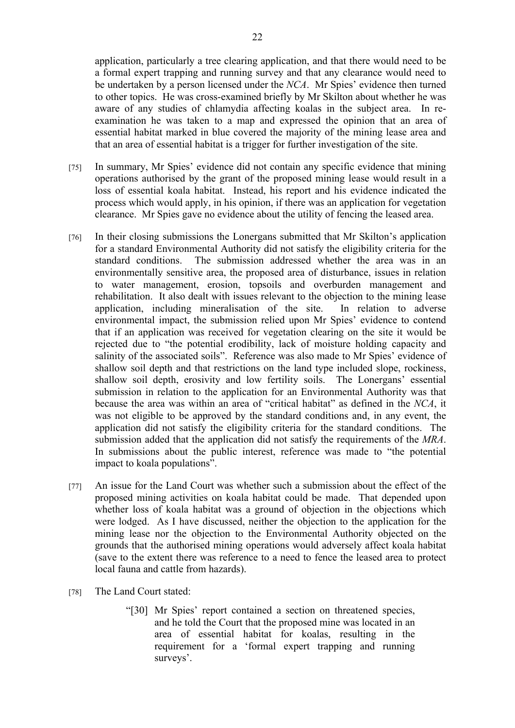application, particularly a tree clearing application, and that there would need to be a formal expert trapping and running survey and that any clearance would need to be undertaken by a person licensed under the *NCA*. Mr Spies' evidence then turned to other topics. He was cross-examined briefly by Mr Skilton about whether he was aware of any studies of chlamydia affecting koalas in the subject area. In re-examination he was taken to a map and expressed the opinion that an area of essential habitat marked in blue covered the majority of the mining lease area and that an area of essential habitat is a trigger for further investigation of the site.

[75] In summary, Mr Spies' evidence did not contain any specific evidence that mining operations authorised by the grant of the proposed mining lease would result in a loss of essential koala habitat. Instead, his report and his evidence indicated the process which would apply, in his opinion, if there was an application for vegetation clearance. Mr Spies gave no evidence about the utility of fencing the leased area.

[76] In their closing submissions the Lonergans submitted that Mr Skilton's application for a standard Environmental Authority did not satisfy the eligibility criteria for the standard conditions. The submission addressed whether the area was in an environmentally sensitive area, the proposed area of disturbance, issues in relation to water management, erosion, topsoils and overburden management and rehabilitation. It also dealt with issues relevant to the objection to the mining lease application, including mineralisation of the site. In relation to adverse environmental impact, the submission relied upon Mr Spies' evidence to contend that if an application was received for vegetation clearing on the site it would be rejected due to "the potential erodibility, lack of moisture holding capacity and salinity of the associated soils". Reference was also made to Mr Spies' evidence of shallow soil depth and that restrictions on the land type included slope, rockiness, shallow soil depth, erosivity and low fertility soils. The Lonergans' essential submission in relation to the application for an Environmental Authority was that because the area was within an area of "critical habitat" as defined in the *NCA*, it was not eligible to be approved by the standard conditions and, in any event, the application did not satisfy the eligibility criteria for the standard conditions. The submission added that the application did not satisfy the requirements of the *MRA*. In submissions about the public interest, reference was made to "the potential impact to koala populations".

[77] An issue for the Land Court was whether such a submission about the effect of the proposed mining activities on koala habitat could be made. That depended upon whether loss of koala habitat was a ground of objection in the objections which were lodged. As I have discussed, neither the objection to the application for the mining lease nor the objection to the Environmental Authority objected on the grounds that the authorised mining operations would adversely affect koala habitat (save to the extent there was reference to a need to fence the leased area to protect local fauna and cattle from hazards).

[78] The Land Court stated:

> "[30] Mr Spies' report contained a section on threatened species, and he told the Court that the proposed mine was located in an area of essential habitat for koalas, resulting in the requirement for a 'formal expert trapping and running surveys'.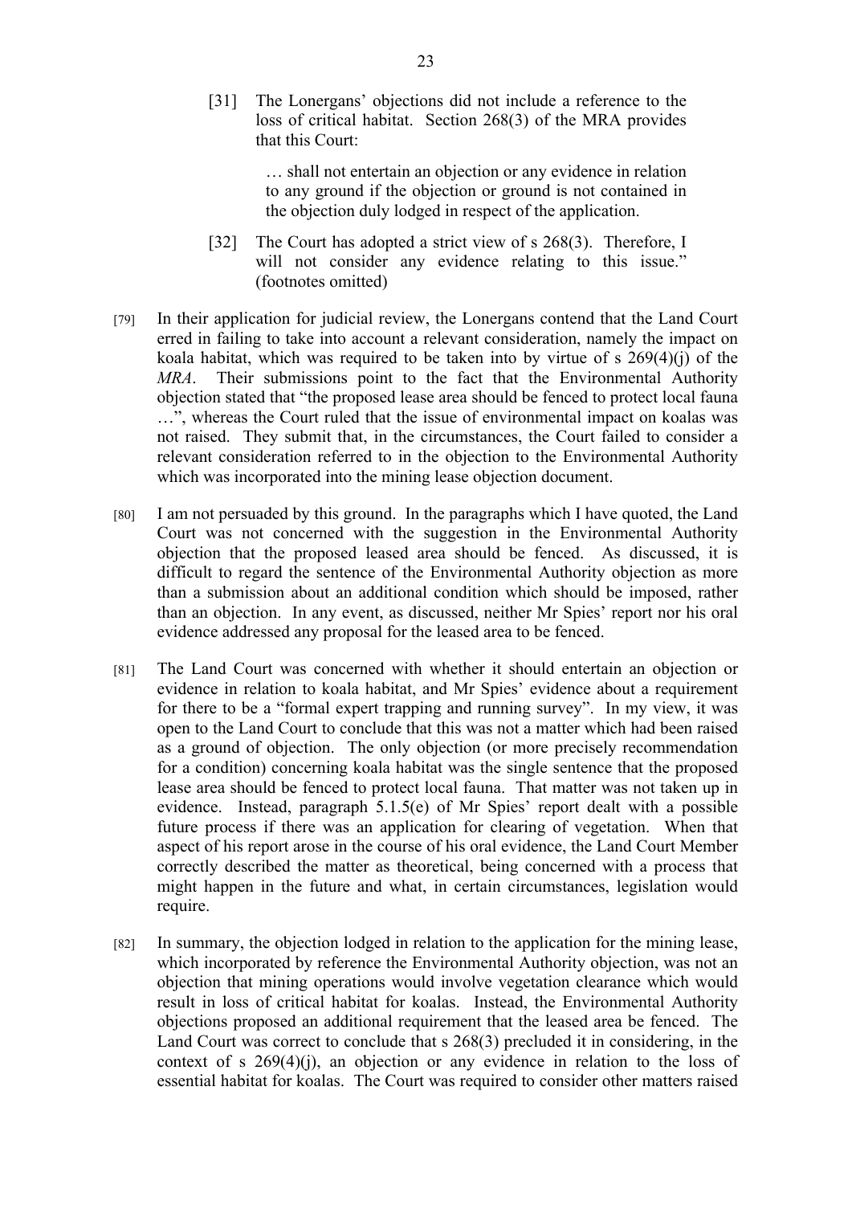[31] The Lonergans' objections did not include a reference to the loss of critical habitat. Section 268(3) of the MRA provides that this Court:

> … shall not entertain an objection or any evidence in relation to any ground if the objection or ground is not contained in the objection duly lodged in respect of the application.

[32] The Court has adopted a strict view of s 268(3). Therefore, I will not consider any evidence relating to this issue." (footnotes omitted)

[79] In their application for judicial review, the Lonergans contend that the Land Court erred in failing to take into account a relevant consideration, namely the impact on koala habitat, which was required to be taken into by virtue of s 269(4)(j) of the *MRA*. Their submissions point to the fact that the Environmental Authority objection stated that "the proposed lease area should be fenced to protect local fauna …", whereas the Court ruled that the issue of environmental impact on koalas was not raised. They submit that, in the circumstances, the Court failed to consider a relevant consideration referred to in the objection to the Environmental Authority which was incorporated into the mining lease objection document.

[80] I am not persuaded by this ground. In the paragraphs which I have quoted, the Land Court was not concerned with the suggestion in the Environmental Authority objection that the proposed leased area should be fenced. As discussed, it is difficult to regard the sentence of the Environmental Authority objection as more than a submission about an additional condition which should be imposed, rather than an objection. In any event, as discussed, neither Mr Spies' report nor his oral evidence addressed any proposal for the leased area to be fenced.

[81] The Land Court was concerned with whether it should entertain an objection or evidence in relation to koala habitat, and Mr Spies' evidence about a requirement for there to be a "formal expert trapping and running survey". In my view, it was open to the Land Court to conclude that this was not a matter which had been raised as a ground of objection. The only objection (or more precisely recommendation for a condition) concerning koala habitat was the single sentence that the proposed lease area should be fenced to protect local fauna. That matter was not taken up in evidence. Instead, paragraph 5.1.5(e) of Mr Spies' report dealt with a possible future process if there was an application for clearing of vegetation. When that aspect of his report arose in the course of his oral evidence, the Land Court Member correctly described the matter as theoretical, being concerned with a process that might happen in the future and what, in certain circumstances, legislation would require.

[82] In summary, the objection lodged in relation to the application for the mining lease, which incorporated by reference the Environmental Authority objection, was not an objection that mining operations would involve vegetation clearance which would result in loss of critical habitat for koalas. Instead, the Environmental Authority objections proposed an additional requirement that the leased area be fenced. The Land Court was correct to conclude that s 268(3) precluded it in considering, in the context of s 269(4)(j), an objection or any evidence in relation to the loss of essential habitat for koalas. The Court was required to consider other matters raised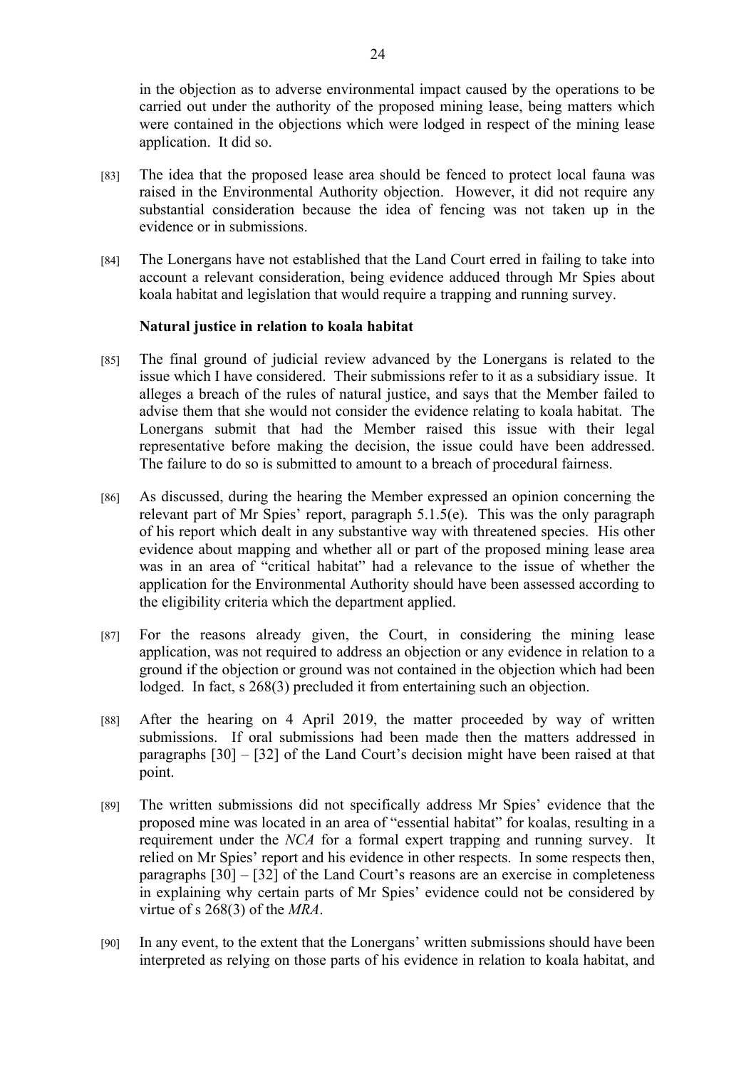in the objection as to adverse environmental impact caused by the operations to be carried out under the authority of the proposed mining lease, being matters which were contained in the objections which were lodged in respect of the mining lease application. It did so.

[83] The idea that the proposed lease area should be fenced to protect local fauna was raised in the Environmental Authority objection. However, it did not require any substantial consideration because the idea of fencing was not taken up in the evidence or in submissions.

[84] The Lonergans have not established that the Land Court erred in failing to take into account a relevant consideration, being evidence adduced through Mr Spies about koala habitat and legislation that would require a trapping and running survey.

**Natural justice in relation to koala habitat**

[85] The final ground of judicial review advanced by the Lonergans is related to the issue which I have considered. Their submissions refer to it as a subsidiary issue. It alleges a breach of the rules of natural justice, and says that the Member failed to advise them that she would not consider the evidence relating to koala habitat. The Lonergans submit that had the Member raised this issue with their legal representative before making the decision, the issue could have been addressed. The failure to do so is submitted to amount to a breach of procedural fairness.

[86] As discussed, during the hearing the Member expressed an opinion concerning the relevant part of Mr Spies' report, paragraph 5.1.5(e). This was the only paragraph of his report which dealt in any substantive way with threatened species. His other evidence about mapping and whether all or part of the proposed mining lease area was in an area of "critical habitat" had a relevance to the issue of whether the application for the Environmental Authority should have been assessed according to the eligibility criteria which the department applied.

[87] For the reasons already given, the Court, in considering the mining lease application, was not required to address an objection or any evidence in relation to a ground if the objection or ground was not contained in the objection which had been lodged. In fact, s 268(3) precluded it from entertaining such an objection.

[88] After the hearing on 4 April 2019, the matter proceeded by way of written submissions. If oral submissions had been made then the matters addressed in paragraphs [30] – [32] of the Land Court's decision might have been raised at that point.

[89] The written submissions did not specifically address Mr Spies' evidence that the proposed mine was located in an area of "essential habitat" for koalas, resulting in a requirement under the *NCA* for a formal expert trapping and running survey. It relied on Mr Spies' report and his evidence in other respects. In some respects then, paragraphs [30] – [32] of the Land Court's reasons are an exercise in completeness in explaining why certain parts of Mr Spies' evidence could not be considered by virtue of s 268(3) of the *MRA*.

[90] In any event, to the extent that the Lonergans' written submissions should have been interpreted as relying on those parts of his evidence in relation to koala habitat, and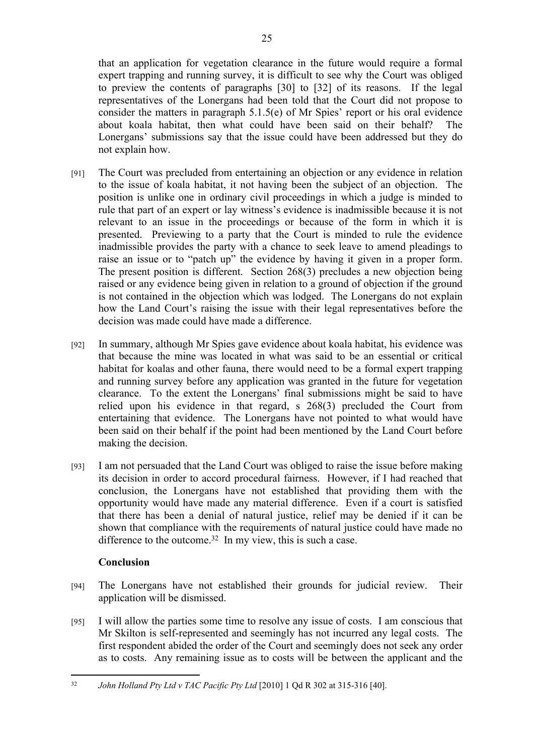that an application for vegetation clearance in the future would require a formal expert trapping and running survey, it is difficult to see why the Court was obliged to preview the contents of paragraphs [30] to [32] of its reasons. If the legal representatives of the Lonergans had been told that the Court did not propose to consider the matters in paragraph 5.1.5(e) of Mr Spies' report or his oral evidence about koala habitat, then what could have been said on their behalf? The Lonergans' submissions say that the issue could have been addressed but they do not explain how.

[91] The Court was precluded from entertaining an objection or any evidence in relation to the issue of koala habitat, it not having been the subject of an objection. The position is unlike one in ordinary civil proceedings in which a judge is minded to rule that part of an expert or lay witness's evidence is inadmissible because it is not relevant to an issue in the proceedings or because of the form in which it is presented. Previewing to a party that the Court is minded to rule the evidence inadmissible provides the party with a chance to seek leave to amend pleadings to raise an issue or to "patch up" the evidence by having it given in a proper form. The present position is different. Section 268(3) precludes a new objection being raised or any evidence being given in relation to a ground of objection if the ground is not contained in the objection which was lodged. The Lonergans do not explain how the Land Court's raising the issue with their legal representatives before the decision was made could have made a difference.

[92] In summary, although Mr Spies gave evidence about koala habitat, his evidence was that because the mine was located in what was said to be an essential or critical habitat for koalas and other fauna, there would need to be a formal expert trapping and running survey before any application was granted in the future for vegetation clearance. To the extent the Lonergans' final submissions might be said to have relied upon his evidence in that regard, s 268(3) precluded the Court from entertaining that evidence. The Lonergans have not pointed to what would have been said on their behalf if the point had been mentioned by the Land Court before making the decision.

[93] I am not persuaded that the Land Court was obliged to raise the issue before making its decision in order to accord procedural fairness. However, if I had reached that conclusion, the Lonergans have not established that providing them with the opportunity would have made any material difference. Even if a court is satisfied that there has been a denial of natural justice, relief may be denied if it can be shown that compliance with the requirements of natural justice could have made no difference to the outcome.[32] In my view, this is such a case.

## Conclusion

[94] The Lonergans have not established their grounds for judicial review. Their application will be dismissed.

[95] I will allow the parties some time to resolve any issue of costs. I am conscious that Mr Skilton is self-represented and seemingly has not incurred any legal costs. The first respondent abided the order of the Court and seemingly does not seek any order as to costs. Any remaining issue as to costs will be between the applicant and the

---

[32] *John Holland Pty Ltd v TAC Pacific Pty Ltd* [2010] 1 Qd R 302 at 315-316 [40].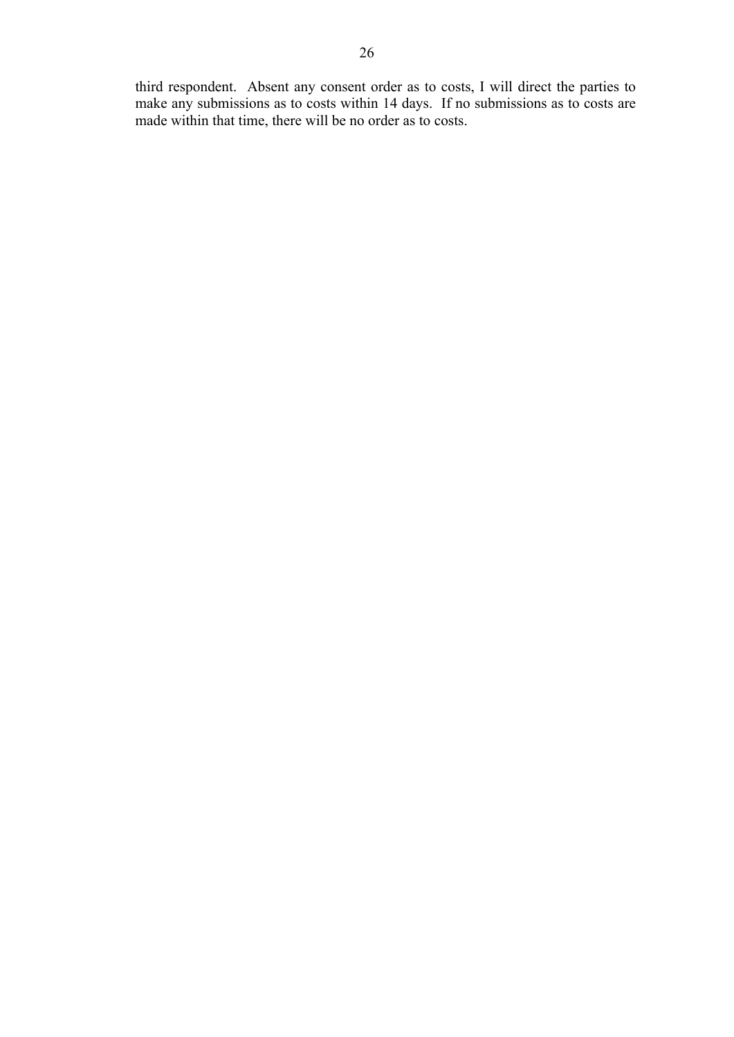third respondent. Absent any consent order as to costs, I will direct the parties to make any submissions as to costs within 14 days. If no submissions as to costs are made within that time, there will be no order as to costs.